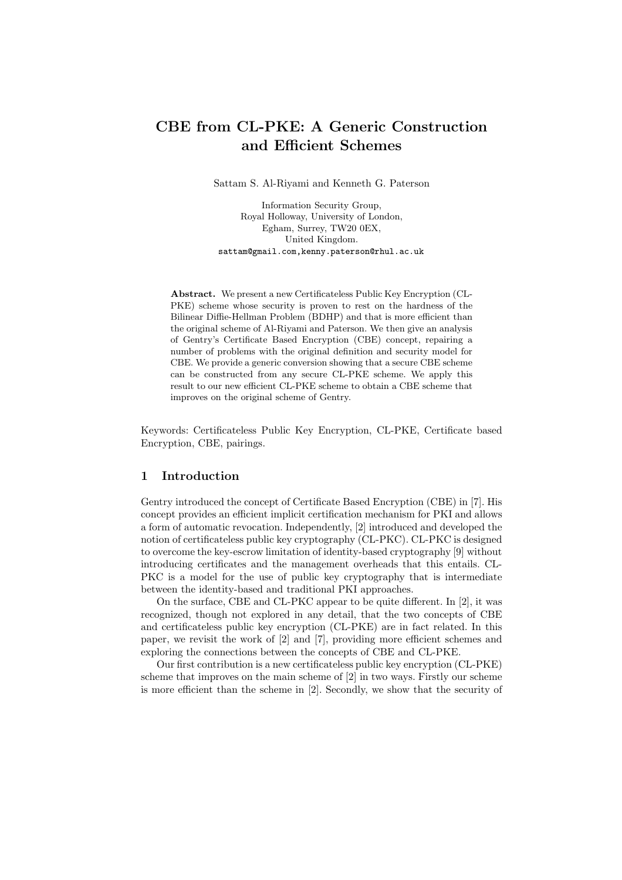# CBE from CL-PKE: A Generic Construction and Efficient Schemes

Sattam S. Al-Riyami and Kenneth G. Paterson

Information Security Group,
Royal Holloway, University of London,
Egham, Surrey, TW20 0EX,
United Kingdom.
sattam@gmail.com,kenny.paterson@rhul.ac.uk

**Abstract.** We present a new Certificateless Public Key Encryption (CL-PKE) scheme whose security is proven to rest on the hardness of the Bilinear Diffie-Hellman Problem (BDHP) and that is more efficient than the original scheme of Al-Riyami and Paterson. We then give an analysis of Gentry's Certificate Based Encryption (CBE) concept, repairing a number of problems with the original definition and security model for CBE. We provide a generic conversion showing that a secure CBE scheme can be constructed from any secure CL-PKE scheme. We apply this result to our new efficient CL-PKE scheme to obtain a CBE scheme that improves on the original scheme of Gentry.

Keywords: Certificateless Public Key Encryption, CL-PKE, Certificate based Encryption, CBE, pairings.

## 1 Introduction

Gentry introduced the concept of Certificate Based Encryption (CBE) in [7]. His concept provides an efficient implicit certification mechanism for PKI and allows a form of automatic revocation. Independently, [2] introduced and developed the notion of certificateless public key cryptography (CL-PKC). CL-PKC is designed to overcome the key-escrow limitation of identity-based cryptography [9] without introducing certificates and the management overheads that this entails. CL-PKC is a model for the use of public key cryptography that is intermediate between the identity-based and traditional PKI approaches.

On the surface, CBE and CL-PKC appear to be quite different. In [2], it was recognized, though not explored in any detail, that the two concepts of CBE and certificateless public key encryption (CL-PKE) are in fact related. In this paper, we revisit the work of [2] and [7], providing more efficient schemes and exploring the connections between the concepts of CBE and CL-PKE.

Our first contribution is a new certificateless public key encryption (CL-PKE) scheme that improves on the main scheme of [2] in two ways. Firstly our scheme is more efficient than the scheme in [2]. Secondly, we show that the security of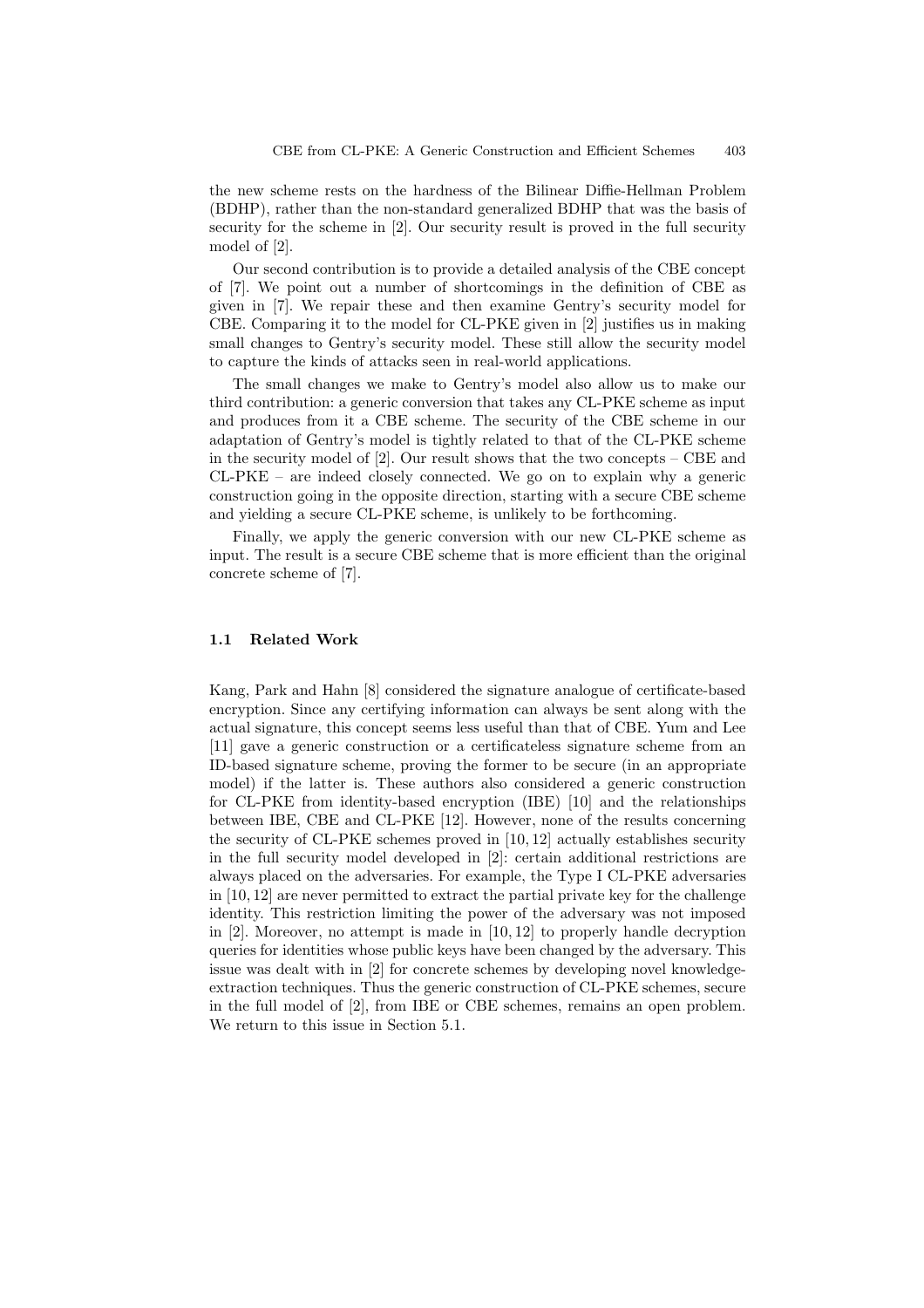the new scheme rests on the hardness of the Bilinear Diffie-Hellman Problem (BDHP), rather than the non-standard generalized BDHP that was the basis of security for the scheme in [2]. Our security result is proved in the full security model of [2].

Our second contribution is to provide a detailed analysis of the CBE concept of [7]. We point out a number of shortcomings in the definition of CBE as given in [7]. We repair these and then examine Gentry's security model for CBE. Comparing it to the model for CL-PKE given in [2] justifies us in making small changes to Gentry's security model. These still allow the security model to capture the kinds of attacks seen in real-world applications.

The small changes we make to Gentry's model also allow us to make our third contribution: a generic conversion that takes any CL-PKE scheme as input and produces from it a CBE scheme. The security of the CBE scheme in our adaptation of Gentry's model is tightly related to that of the CL-PKE scheme in the security model of [2]. Our result shows that the two concepts – CBE and CL-PKE – are indeed closely connected. We go on to explain why a generic construction going in the opposite direction, starting with a secure CBE scheme and yielding a secure CL-PKE scheme, is unlikely to be forthcoming.

Finally, we apply the generic conversion with our new CL-PKE scheme as input. The result is a secure CBE scheme that is more efficient than the original concrete scheme of [7].

### 1.1 Related Work

Kang, Park and Hahn [8] considered the signature analogue of certificate-based encryption. Since any certifying information can always be sent along with the actual signature, this concept seems less useful than that of CBE. Yum and Lee [11] gave a generic construction or a certificateless signature scheme from an ID-based signature scheme, proving the former to be secure (in an appropriate model) if the latter is. These authors also considered a generic construction for CL-PKE from identity-based encryption (IBE) [10] and the relationships between IBE, CBE and CL-PKE [12]. However, none of the results concerning the security of CL-PKE schemes proved in [10, 12] actually establishes security in the full security model developed in [2]: certain additional restrictions are always placed on the adversaries. For example, the Type I CL-PKE adversaries in [10, 12] are never permitted to extract the partial private key for the challenge identity. This restriction limiting the power of the adversary was not imposed in [2]. Moreover, no attempt is made in [10, 12] to properly handle decryption queries for identities whose public keys have been changed by the adversary. This issue was dealt with in [2] for concrete schemes by developing novel knowledge-extraction techniques. Thus the generic construction of CL-PKE schemes, secure in the full model of [2], from IBE or CBE schemes, remains an open problem. We return to this issue in Section 5.1.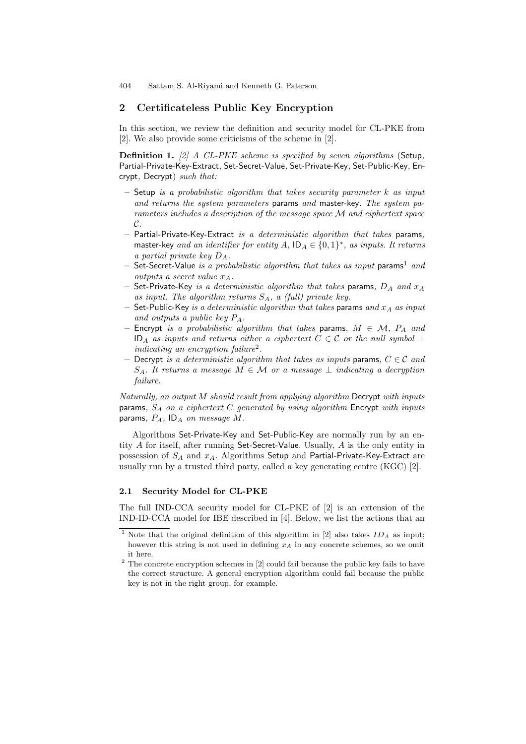## 2 Certificateless Public Key Encryption

In this section, we review the definition and security model for CL-PKE from [2]. We also provide some criticisms of the scheme in [2].

**Definition 1.** *[2] A CL-PKE scheme is specified by seven algorithms* (Setup, Partial-Private-Key-Extract, Set-Secret-Value, Set-Private-Key, Set-Public-Key, Encrypt, Decrypt) *such that:*

- Setup *is a probabilistic algorithm that takes security parameter $k$ as input and returns the system parameters* params *and* master-key*. The system parameters includes a description of the message space $\mathcal{M}$ and ciphertext space $\mathcal{C}$.*
- Partial-Private-Key-Extract *is a deterministic algorithm that takes* params*,* master-key *and an identifier for entity $A$, $\mathsf{ID}_A \in \{0,1\}^*$, as inputs. It returns a partial private key $D_A$.*
- Set-Secret-Value *is a probabilistic algorithm that takes as input* params[1] *and outputs a secret value $x_A$.*
- Set-Private-Key *is a deterministic algorithm that takes* params*, $D_A$ and $x_A$ as input. The algorithm returns $S_A$, a (full) private key.*
- Set-Public-Key *is a deterministic algorithm that takes* params *and $x_A$ as input and outputs a public key $P_A$.*
- Encrypt *is a probabilistic algorithm that takes* params*, $M \in \mathcal{M}$, $P_A$ and $\mathsf{ID}_A$ as inputs and returns either a ciphertext $C \in \mathcal{C}$ or the null symbol $\perp$ indicating an encryption failure*[2]*.*
- Decrypt *is a deterministic algorithm that takes as inputs* params*, $C \in \mathcal{C}$ and $S_A$. It returns a message $M \in \mathcal{M}$ or a message $\perp$ indicating a decryption failure.*

*Naturally, an output $M$ should result from applying algorithm* Decrypt *with inputs* params*, $S_A$ on a ciphertext $C$ generated by using algorithm* Encrypt *with inputs* params*, $P_A$, $\mathsf{ID}_A$ on message $M$.*

Algorithms Set-Private-Key and Set-Public-Key are normally run by an entity $A$ for itself, after running Set-Secret-Value. Usually, $A$ is the only entity in possession of $S_A$ and $x_A$. Algorithms Setup and Partial-Private-Key-Extract are usually run by a trusted third party, called a key generating centre (KGC) [2].

### 2.1 Security Model for CL-PKE

The full IND-CCA security model for CL-PKE of [2] is an extension of the IND-ID-CCA model for IBE described in [4]. Below, we list the actions that an

---

[1] Note that the original definition of this algorithm in [2] also takes $ID_A$ as input; however this string is not used in defining $x_A$ in any concrete schemes, so we omit it here.

[2] The concrete encryption schemes in [2] could fail because the public key fails to have the correct structure. A general encryption algorithm could fail because the public key is not in the right group, for example.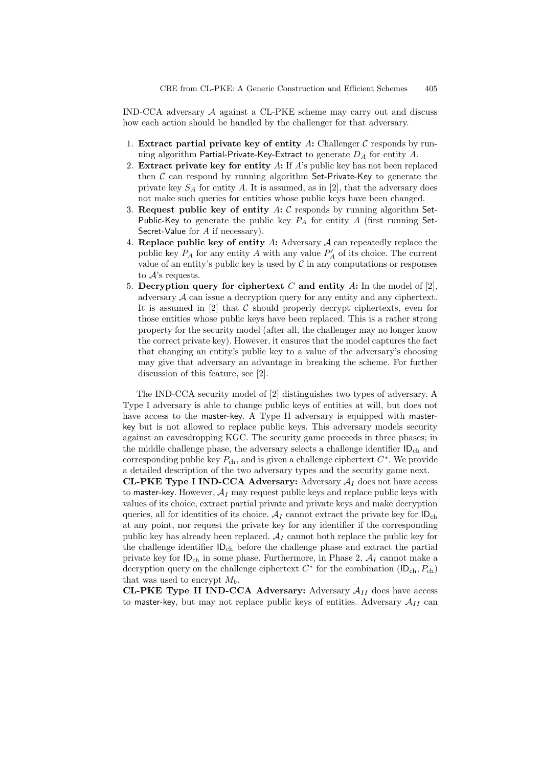IND-CCA adversary $\mathcal{A}$ against a CL-PKE scheme may carry out and discuss how each action should be handled by the challenger for that adversary.

1. **Extract partial private key of entity** $A$**:** Challenger $\mathcal{C}$ responds by running algorithm Partial-Private-Key-Extract to generate $D_A$ for entity $A$.
2. **Extract private key for entity** $A$**:** If $A$'s public key has not been replaced then $\mathcal{C}$ can respond by running algorithm Set-Private-Key to generate the private key $S_A$ for entity $A$. It is assumed, as in [2], that the adversary does not make such queries for entities whose public keys have been changed.
3. **Request public key of entity** $A$**:** $\mathcal{C}$ responds by running algorithm Set-Public-Key to generate the public key $P_A$ for entity $A$ (first running Set-Secret-Value for $A$ if necessary).
4. **Replace public key of entity** $A$**:** Adversary $\mathcal{A}$ can repeatedly replace the public key $P_A$ for any entity $A$ with any value $P'_A$ of its choice. The current value of an entity's public key is used by $\mathcal{C}$ in any computations or responses to $\mathcal{A}$'s requests.
5. **Decryption query for ciphertext** $C$ **and entity** $A$**:** In the model of [2], adversary $\mathcal{A}$ can issue a decryption query for any entity and any ciphertext. It is assumed in [2] that $\mathcal{C}$ should properly decrypt ciphertexts, even for those entities whose public keys have been replaced. This is a rather strong property for the security model (after all, the challenger may no longer know the correct private key). However, it ensures that the model captures the fact that changing an entity's public key to a value of the adversary's choosing may give that adversary an advantage in breaking the scheme. For further discussion of this feature, see [2].

The IND-CCA security model of [2] distinguishes two types of adversary. A Type I adversary is able to change public keys of entities at will, but does not have access to the master-key. A Type II adversary is equipped with master-key but is not allowed to replace public keys. This adversary models security against an eavesdropping KGC. The security game proceeds in three phases; in the middle challenge phase, the adversary selects a challenge identifier $\mathsf{ID}_{\mathrm{ch}}$ and corresponding public key $P_{\mathrm{ch}}$, and is given a challenge ciphertext $C^*$. We provide a detailed description of the two adversary types and the security game next.

**CL-PKE Type I IND-CCA Adversary:** Adversary $\mathcal{A}_I$ does not have access to master-key. However, $\mathcal{A}_I$ may request public keys and replace public keys with values of its choice, extract partial private and private keys and make decryption queries, all for identities of its choice. $\mathcal{A}_I$ cannot extract the private key for $\mathsf{ID}_{\mathrm{ch}}$ at any point, nor request the private key for any identifier if the corresponding public key has already been replaced. $\mathcal{A}_I$ cannot both replace the public key for the challenge identifier $\mathsf{ID}_{\mathrm{ch}}$ before the challenge phase and extract the partial private key for $\mathsf{ID}_{\mathrm{ch}}$ in some phase. Furthermore, in Phase 2, $\mathcal{A}_I$ cannot make a decryption query on the challenge ciphertext $C^*$ for the combination $(\mathsf{ID}_{\mathrm{ch}}, P_{\mathrm{ch}})$ that was used to encrypt $M_b$.

**CL-PKE Type II IND-CCA Adversary:** Adversary $\mathcal{A}_{II}$ does have access to master-key, but may not replace public keys of entities. Adversary $\mathcal{A}_{II}$ can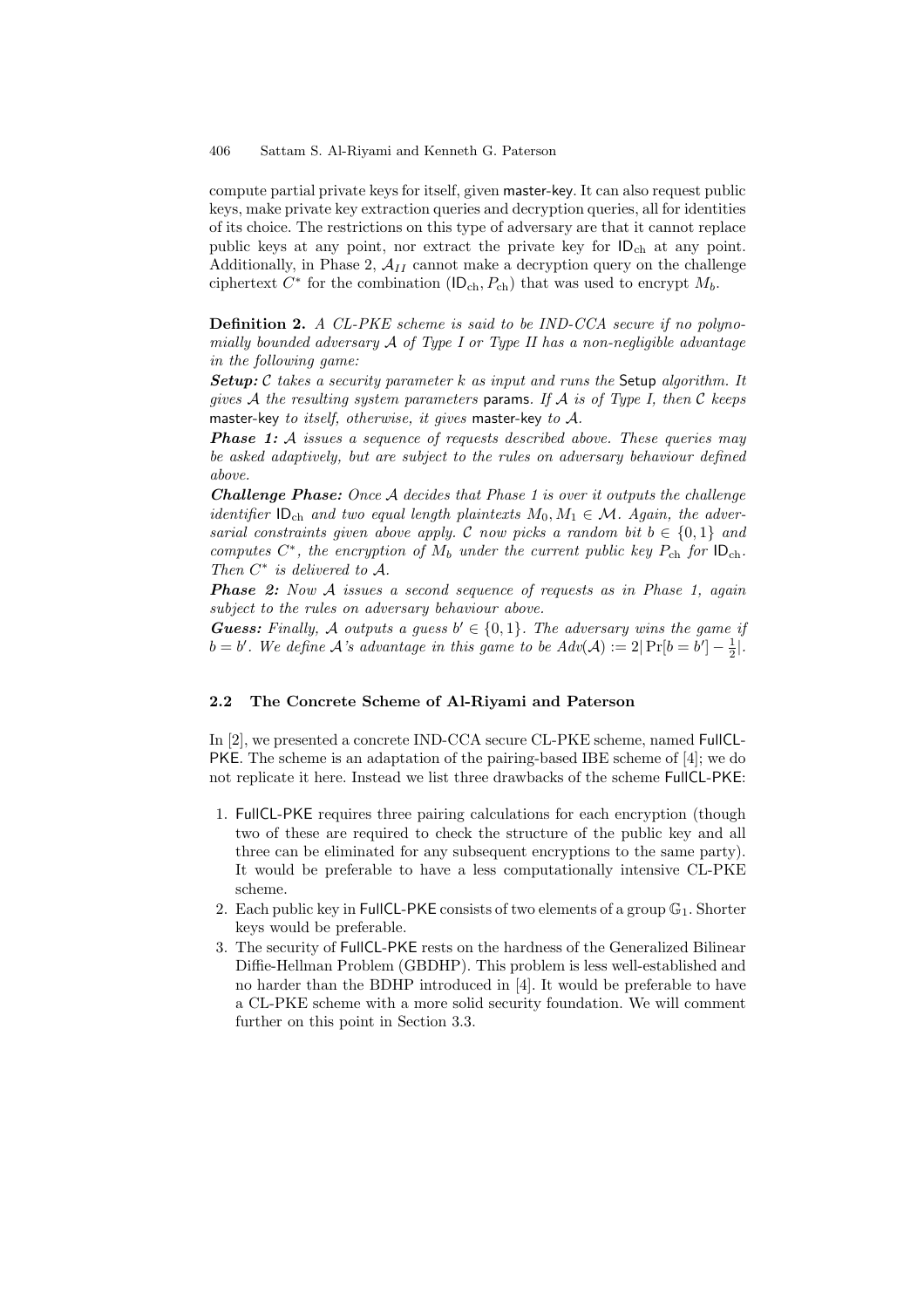compute partial private keys for itself, given master-key. It can also request public keys, make private key extraction queries and decryption queries, all for identities of its choice. The restrictions on this type of adversary are that it cannot replace public keys at any point, nor extract the private key for $\mathsf{ID}_{\text{ch}}$ at any point. Additionally, in Phase 2, $\mathcal{A}_{II}$ cannot make a decryption query on the challenge ciphertext $C^*$ for the combination $(\mathsf{ID}_{\text{ch}}, P_{\text{ch}})$ that was used to encrypt $M_b$.

**Definition 2.** *A CL-PKE scheme is said to be IND-CCA secure if no polynomially bounded adversary $\mathcal{A}$ of Type I or Type II has a non-negligible advantage in the following game:*

***Setup:*** *$\mathcal{C}$ takes a security parameter $k$ as input and runs the* Setup *algorithm. It gives $\mathcal{A}$ the resulting system parameters* params*. If $\mathcal{A}$ is of Type I, then $\mathcal{C}$ keeps* master-key *to itself, otherwise, it gives* master-key *to $\mathcal{A}$.*

***Phase 1:*** *$\mathcal{A}$ issues a sequence of requests described above. These queries may be asked adaptively, but are subject to the rules on adversary behaviour defined above.*

***Challenge Phase:*** *Once $\mathcal{A}$ decides that Phase 1 is over it outputs the challenge identifier $\mathsf{ID}_{\text{ch}}$ and two equal length plaintexts $M_0, M_1 \in \mathcal{M}$. Again, the adversarial constraints given above apply. $\mathcal{C}$ now picks a random bit $b \in \{0, 1\}$ and computes $C^*$, the encryption of $M_b$ under the current public key $P_{\text{ch}}$ for $\mathsf{ID}_{\text{ch}}$. Then $C^*$ is delivered to $\mathcal{A}$.*

***Phase 2:*** *Now $\mathcal{A}$ issues a second sequence of requests as in Phase 1, again subject to the rules on adversary behaviour above.*

***Guess:*** *Finally, $\mathcal{A}$ outputs a guess $b' \in \{0, 1\}$. The adversary wins the game if $b = b'$. We define $\mathcal{A}$'s advantage in this game to be $Adv(\mathcal{A}) := 2|\Pr[b = b'] - \frac{1}{2}|$.*

### 2.2 The Concrete Scheme of Al-Riyami and Paterson

In [2], we presented a concrete IND-CCA secure CL-PKE scheme, named FullCL-PKE. The scheme is an adaptation of the pairing-based IBE scheme of [4]; we do not replicate it here. Instead we list three drawbacks of the scheme FullCL-PKE:

1. FullCL-PKE requires three pairing calculations for each encryption (though two of these are required to check the structure of the public key and all three can be eliminated for any subsequent encryptions to the same party). It would be preferable to have a less computationally intensive CL-PKE scheme.
2. Each public key in FullCL-PKE consists of two elements of a group $\mathbb{G}_1$. Shorter keys would be preferable.
3. The security of FullCL-PKE rests on the hardness of the Generalized Bilinear Diffie-Hellman Problem (GBDHP). This problem is less well-established and no harder than the BDHP introduced in [4]. It would be preferable to have a CL-PKE scheme with a more solid security foundation. We will comment further on this point in Section 3.3.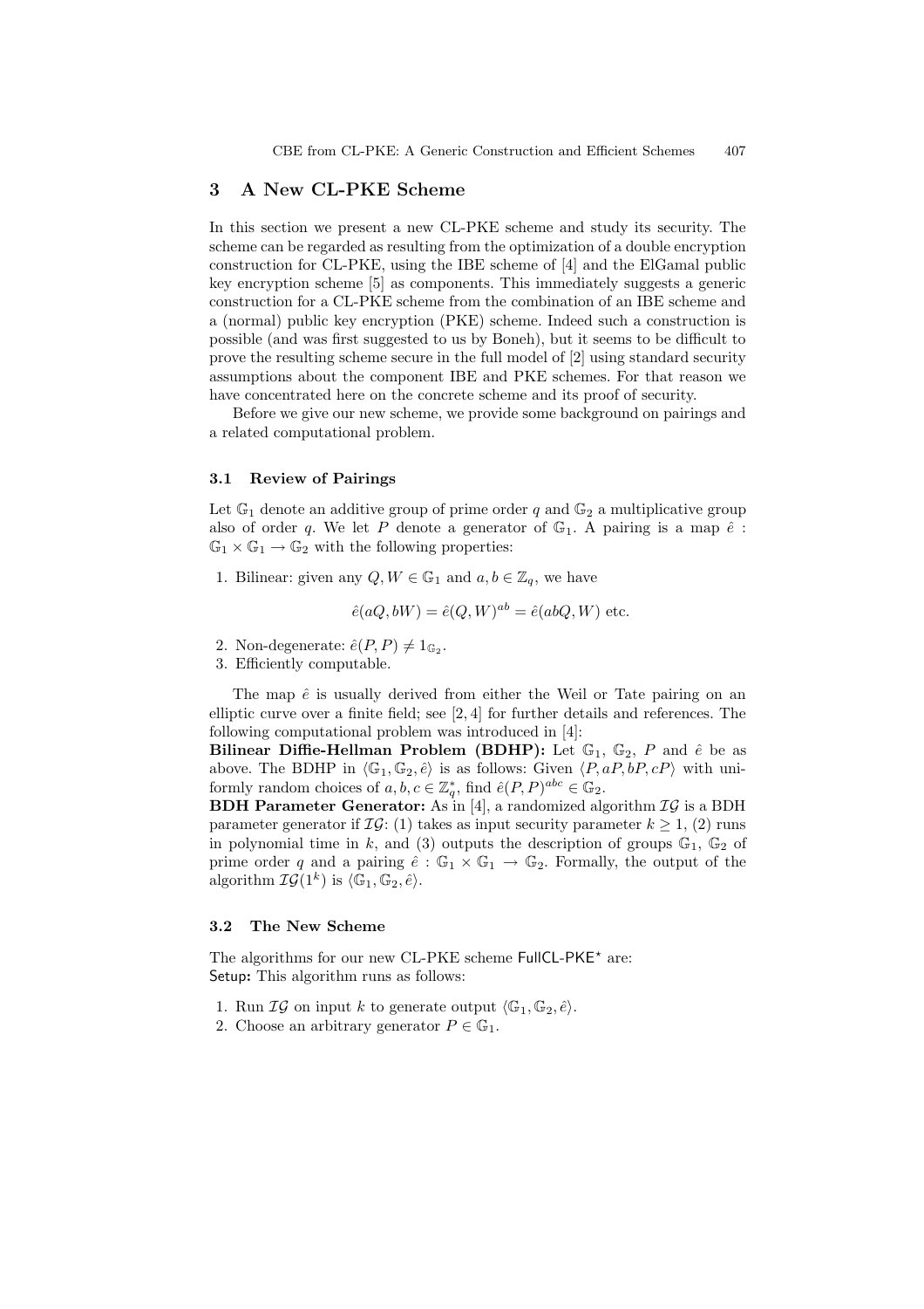## 3 A New CL-PKE Scheme

In this section we present a new CL-PKE scheme and study its security. The scheme can be regarded as resulting from the optimization of a double encryption construction for CL-PKE, using the IBE scheme of [4] and the ElGamal public key encryption scheme [5] as components. This immediately suggests a generic construction for a CL-PKE scheme from the combination of an IBE scheme and a (normal) public key encryption (PKE) scheme. Indeed such a construction is possible (and was first suggested to us by Boneh), but it seems to be difficult to prove the resulting scheme secure in the full model of [2] using standard security assumptions about the component IBE and PKE schemes. For that reason we have concentrated here on the concrete scheme and its proof of security.

Before we give our new scheme, we provide some background on pairings and a related computational problem.

### 3.1 Review of Pairings

Let $\mathbb{G}_1$ denote an additive group of prime order $q$ and $\mathbb{G}_2$ a multiplicative group also of order $q$. We let $P$ denote a generator of $\mathbb{G}_1$. A pairing is a map $\hat{e} : \mathbb{G}_1 \times \mathbb{G}_1 \rightarrow \mathbb{G}_2$ with the following properties:

1. Bilinear: given any $Q, W \in \mathbb{G}_1$ and $a, b \in \mathbb{Z}_q$, we have

$$\hat{e}(aQ, bW) = \hat{e}(Q, W)^{ab} = \hat{e}(abQ, W) \text{ etc.}$$

2. Non-degenerate: $\hat{e}(P, P) \neq 1_{\mathbb{G}_2}$.
3. Efficiently computable.

The map $\hat{e}$ is usually derived from either the Weil or Tate pairing on an elliptic curve over a finite field; see [2, 4] for further details and references. The following computational problem was introduced in [4]:

**Bilinear Diffie-Hellman Problem (BDHP):** Let $\mathbb{G}_1$, $\mathbb{G}_2$, $P$ and $\hat{e}$ be as above. The BDHP in $\langle \mathbb{G}_1, \mathbb{G}_2, \hat{e} \rangle$ is as follows: Given $\langle P, aP, bP, cP \rangle$ with uniformly random choices of $a, b, c \in \mathbb{Z}_q^*$, find $\hat{e}(P, P)^{abc} \in \mathbb{G}_2$.

**BDH Parameter Generator:** As in [4], a randomized algorithm $\mathcal{IG}$ is a BDH parameter generator if $\mathcal{IG}$: (1) takes as input security parameter $k \geq 1$, (2) runs in polynomial time in $k$, and (3) outputs the description of groups $\mathbb{G}_1$, $\mathbb{G}_2$ of prime order $q$ and a pairing $\hat{e} : \mathbb{G}_1 \times \mathbb{G}_1 \rightarrow \mathbb{G}_2$. Formally, the output of the algorithm $\mathcal{IG}(1^k)$ is $\langle \mathbb{G}_1, \mathbb{G}_2, \hat{e} \rangle$.

### 3.2 The New Scheme

The algorithms for our new CL-PKE scheme FullCL-PKE$^\star$ are:

Setup: This algorithm runs as follows:

1. Run $\mathcal{IG}$ on input $k$ to generate output $\langle \mathbb{G}_1, \mathbb{G}_2, \hat{e} \rangle$.
2. Choose an arbitrary generator $P \in \mathbb{G}_1$.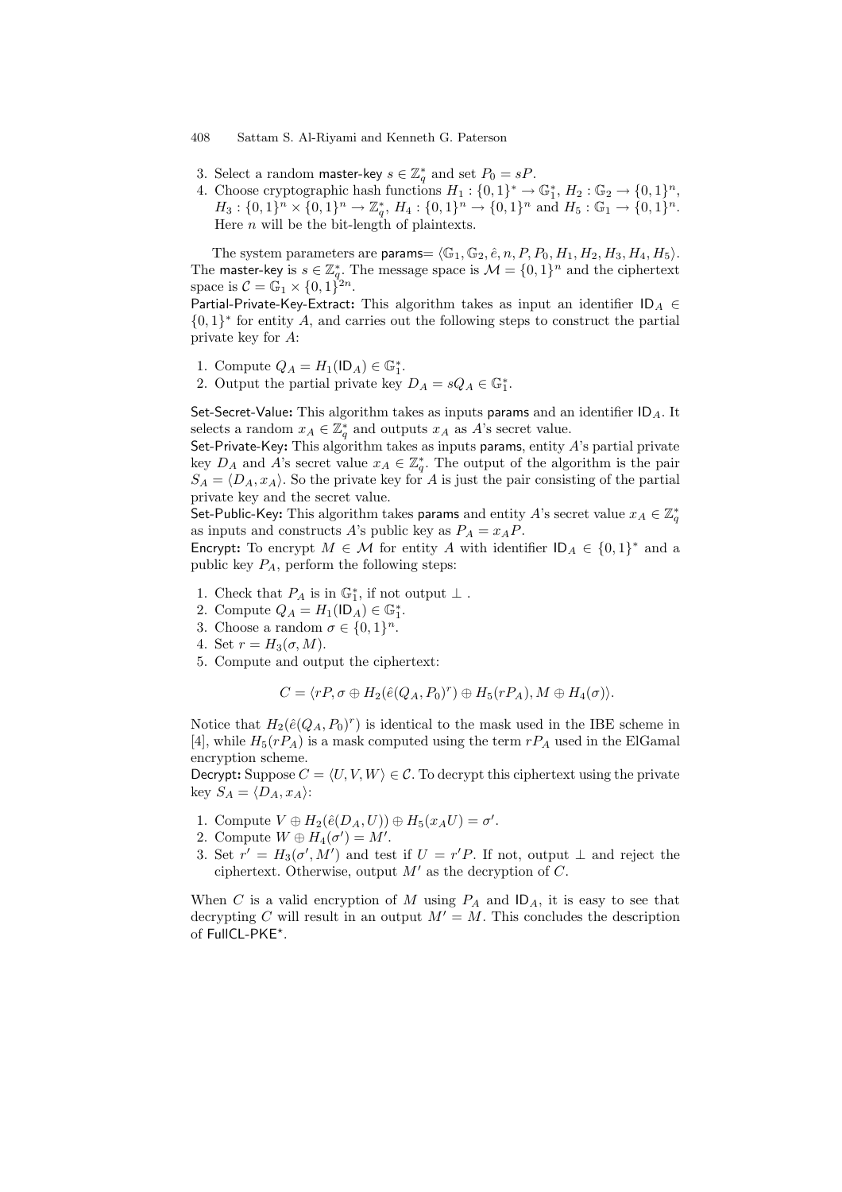3. Select a random master-key $s \in \mathbb{Z}_q^*$ and set $P_0 = sP$.
4. Choose cryptographic hash functions $H_1 : \{0,1\}^* \to \mathbb{G}_1^*$, $H_2 : \mathbb{G}_2 \to \{0,1\}^n$, $H_3 : \{0,1\}^n \times \{0,1\}^n \to \mathbb{Z}_q^*$, $H_4 : \{0,1\}^n \to \{0,1\}^n$ and $H_5 : \mathbb{G}_1 \to \{0,1\}^n$. Here $n$ will be the bit-length of plaintexts.

The system parameters are params$= \langle \mathbb{G}_1, \mathbb{G}_2, \hat{e}, n, P, P_0, H_1, H_2, H_3, H_4, H_5 \rangle$. The master-key is $s \in \mathbb{Z}_q^*$. The message space is $\mathcal{M} = \{0,1\}^n$ and the ciphertext space is $\mathcal{C} = \mathbb{G}_1 \times \{0,1\}^{2n}$.

**Partial-Private-Key-Extract:** This algorithm takes as input an identifier $\mathsf{ID}_A \in \{0,1\}^*$ for entity $A$, and carries out the following steps to construct the partial private key for $A$:

1. Compute $Q_A = H_1(\mathsf{ID}_A) \in \mathbb{G}_1^*$.
2. Output the partial private key $D_A = sQ_A \in \mathbb{G}_1^*$.

**Set-Secret-Value:** This algorithm takes as inputs params and an identifier $\mathsf{ID}_A$. It selects a random $x_A \in \mathbb{Z}_q^*$ and outputs $x_A$ as $A$'s secret value.

**Set-Private-Key:** This algorithm takes as inputs params, entity $A$'s partial private key $D_A$ and $A$'s secret value $x_A \in \mathbb{Z}_q^*$. The output of the algorithm is the pair $S_A = \langle D_A, x_A \rangle$. So the private key for $A$ is just the pair consisting of the partial private key and the secret value.

**Set-Public-Key:** This algorithm takes params and entity $A$'s secret value $x_A \in \mathbb{Z}_q^*$ as inputs and constructs $A$'s public key as $P_A = x_A P$.

**Encrypt:** To encrypt $M \in \mathcal{M}$ for entity $A$ with identifier $\mathsf{ID}_A \in \{0,1\}^*$ and a public key $P_A$, perform the following steps:

1. Check that $P_A$ is in $\mathbb{G}_1^*$, if not output $\perp$ .
2. Compute $Q_A = H_1(\mathsf{ID}_A) \in \mathbb{G}_1^*$.
3. Choose a random $\sigma \in \{0,1\}^n$.
4. Set $r = H_3(\sigma, M)$.
5. Compute and output the ciphertext:

$$C = \langle rP, \sigma \oplus H_2(\hat{e}(Q_A, P_0)^r) \oplus H_5(rP_A), M \oplus H_4(\sigma) \rangle.$$

Notice that $H_2(\hat{e}(Q_A, P_0)^r)$ is identical to the mask used in the IBE scheme in [4], while $H_5(rP_A)$ is a mask computed using the term $rP_A$ used in the ElGamal encryption scheme.

**Decrypt:** Suppose $C = \langle U, V, W \rangle \in \mathcal{C}$. To decrypt this ciphertext using the private key $S_A = \langle D_A, x_A \rangle$:

1. Compute $V \oplus H_2(\hat{e}(D_A, U)) \oplus H_5(x_A U) = \sigma'$.
2. Compute $W \oplus H_4(\sigma') = M'$.
3. Set $r' = H_3(\sigma', M')$ and test if $U = r'P$. If not, output $\perp$ and reject the ciphertext. Otherwise, output $M'$ as the decryption of $C$.

When $C$ is a valid encryption of $M$ using $P_A$ and $\mathsf{ID}_A$, it is easy to see that decrypting $C$ will result in an output $M' = M$. This concludes the description of FullCL-PKE*.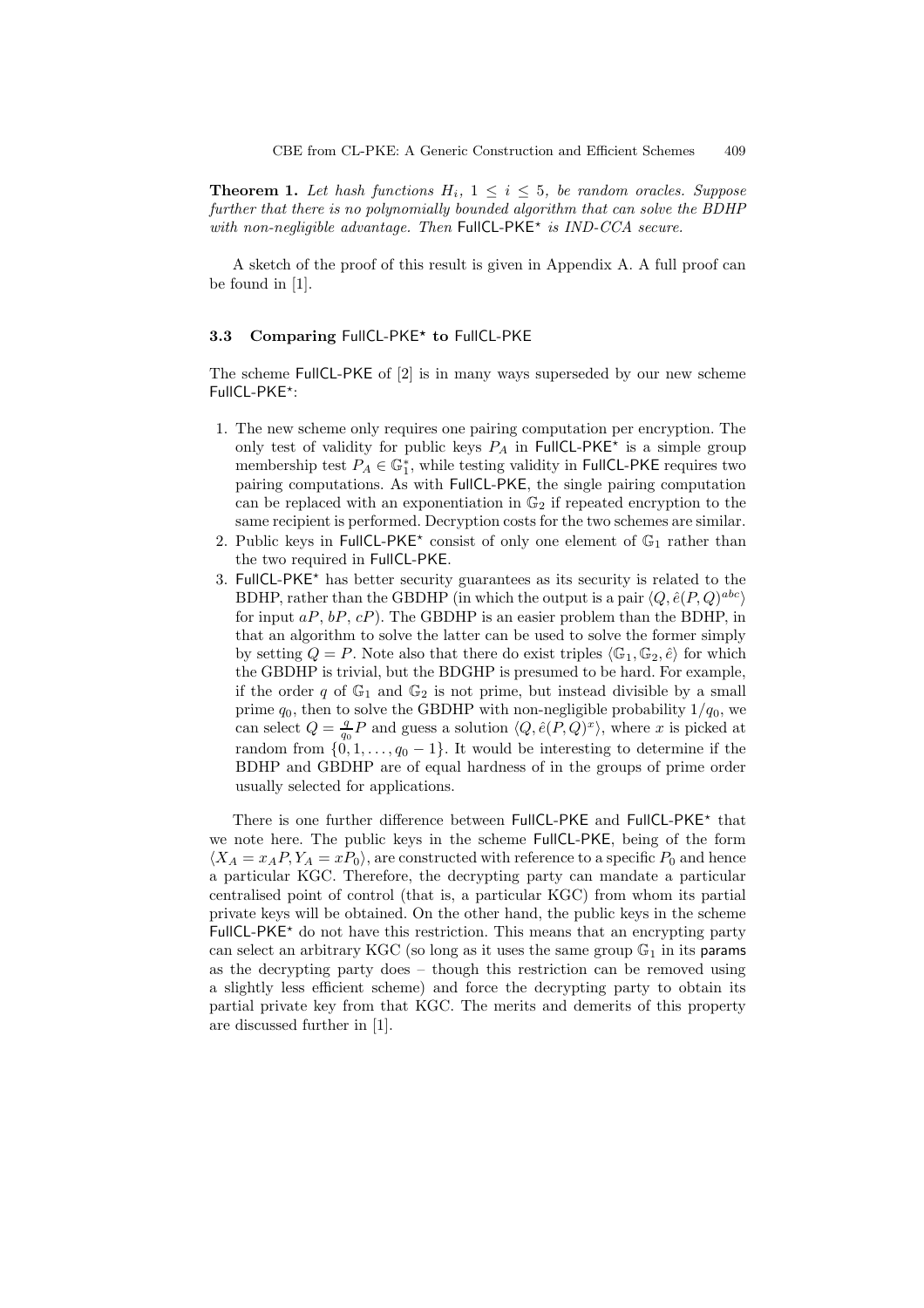**Theorem 1.** *Let hash functions $H_i$, $1 \leq i \leq 5$, be random oracles. Suppose further that there is no polynomially bounded algorithm that can solve the BDHP with non-negligible advantage. Then* FullCL-PKE$^\star$ *is IND-CCA secure.*

A sketch of the proof of this result is given in Appendix A. A full proof can be found in [1].

### 3.3 Comparing FullCL-PKE$^\star$ to FullCL-PKE

The scheme FullCL-PKE of [2] is in many ways superseded by our new scheme FullCL-PKE$^\star$:

1. The new scheme only requires one pairing computation per encryption. The only test of validity for public keys $P_A$ in FullCL-PKE$^\star$ is a simple group membership test $P_A \in \mathbb{G}_1^*$, while testing validity in FullCL-PKE requires two pairing computations. As with FullCL-PKE, the single pairing computation can be replaced with an exponentiation in $\mathbb{G}_2$ if repeated encryption to the same recipient is performed. Decryption costs for the two schemes are similar.
2. Public keys in FullCL-PKE$^\star$ consist of only one element of $\mathbb{G}_1$ rather than the two required in FullCL-PKE.
3. FullCL-PKE$^\star$ has better security guarantees as its security is related to the BDHP, rather than the GBDHP (in which the output is a pair $\langle Q, \hat{e}(P,Q)^{abc}\rangle$ for input $aP$, $bP$, $cP$). The GBDHP is an easier problem than the BDHP, in that an algorithm to solve the latter can be used to solve the former simply by setting $Q = P$. Note also that there do exist triples $\langle \mathbb{G}_1, \mathbb{G}_2, \hat{e}\rangle$ for which the GBDHP is trivial, but the BDGHP is presumed to be hard. For example, if the order $q$ of $\mathbb{G}_1$ and $\mathbb{G}_2$ is not prime, but instead divisible by a small prime $q_0$, then to solve the GBDHP with non-negligible probability $1/q_0$, we can select $Q = \frac{q}{q_0}P$ and guess a solution $\langle Q, \hat{e}(P,Q)^x\rangle$, where $x$ is picked at random from $\{0, 1, \ldots, q_0 - 1\}$. It would be interesting to determine if the BDHP and GBDHP are of equal hardness of in the groups of prime order usually selected for applications.

There is one further difference between FullCL-PKE and FullCL-PKE$^\star$ that we note here. The public keys in the scheme FullCL-PKE, being of the form $\langle X_A = x_A P, Y_A = xP_0\rangle$, are constructed with reference to a specific $P_0$ and hence a particular KGC. Therefore, the decrypting party can mandate a particular centralised point of control (that is, a particular KGC) from whom its partial private keys will be obtained. On the other hand, the public keys in the scheme FullCL-PKE$^\star$ do not have this restriction. This means that an encrypting party can select an arbitrary KGC (so long as it uses the same group $\mathbb{G}_1$ in its params as the decrypting party does – though this restriction can be removed using a slightly less efficient scheme) and force the decrypting party to obtain its partial private key from that KGC. The merits and demerits of this property are discussed further in [1].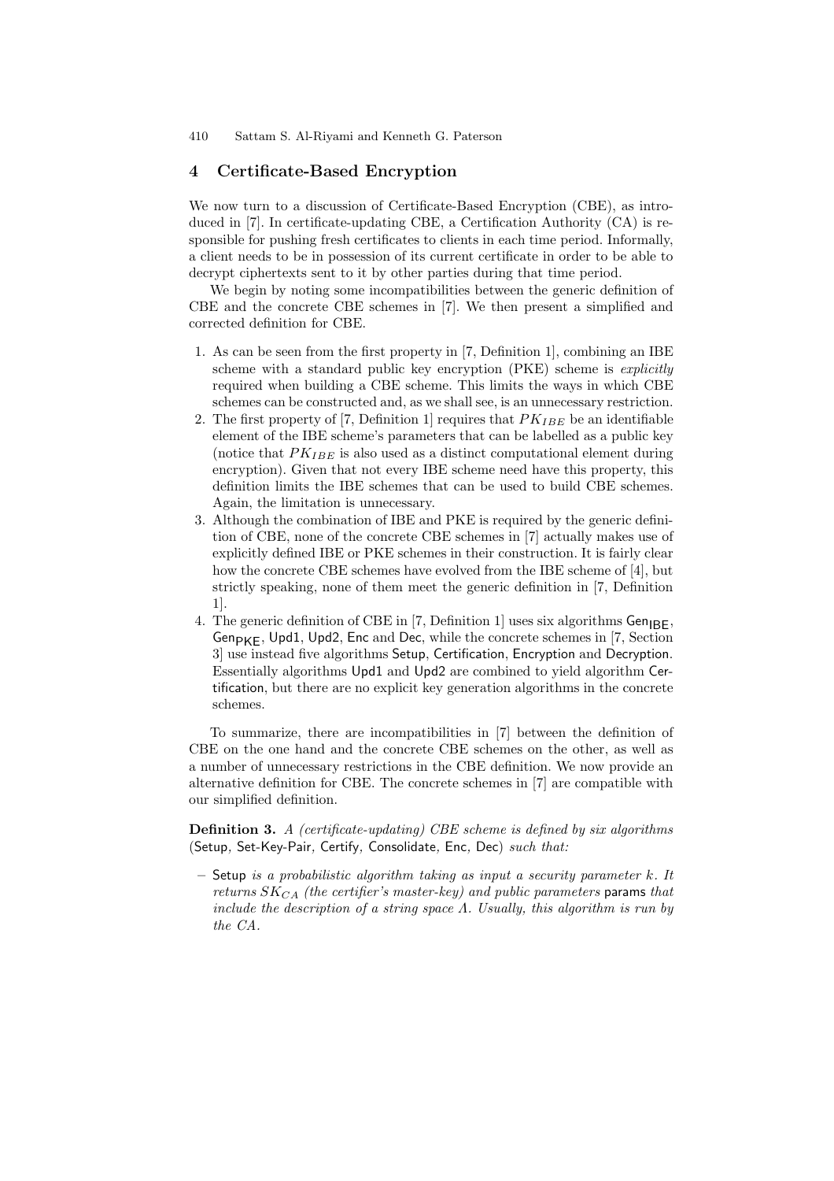## 4 Certificate-Based Encryption

We now turn to a discussion of Certificate-Based Encryption (CBE), as introduced in [7]. In certificate-updating CBE, a Certification Authority (CA) is responsible for pushing fresh certificates to clients in each time period. Informally, a client needs to be in possession of its current certificate in order to be able to decrypt ciphertexts sent to it by other parties during that time period.

We begin by noting some incompatibilities between the generic definition of CBE and the concrete CBE schemes in [7]. We then present a simplified and corrected definition for CBE.

1. As can be seen from the first property in [7, Definition 1], combining an IBE scheme with a standard public key encryption (PKE) scheme is *explicitly* required when building a CBE scheme. This limits the ways in which CBE schemes can be constructed and, as we shall see, is an unnecessary restriction.
2. The first property of [7, Definition 1] requires that $PK_{IBE}$ be an identifiable element of the IBE scheme's parameters that can be labelled as a public key (notice that $PK_{IBE}$ is also used as a distinct computational element during encryption). Given that not every IBE scheme need have this property, this definition limits the IBE schemes that can be used to build CBE schemes. Again, the limitation is unnecessary.
3. Although the combination of IBE and PKE is required by the generic definition of CBE, none of the concrete CBE schemes in [7] actually makes use of explicitly defined IBE or PKE schemes in their construction. It is fairly clear how the concrete CBE schemes have evolved from the IBE scheme of [4], but strictly speaking, none of them meet the generic definition in [7, Definition 1].
4. The generic definition of CBE in [7, Definition 1] uses six algorithms $\mathsf{Gen}_{\mathsf{IBE}}$, $\mathsf{Gen}_{\mathsf{PKE}}$, Upd1, Upd2, Enc and Dec, while the concrete schemes in [7, Section 3] use instead five algorithms Setup, Certification, Encryption and Decryption. Essentially algorithms Upd1 and Upd2 are combined to yield algorithm Certification, but there are no explicit key generation algorithms in the concrete schemes.

To summarize, there are incompatibilities in [7] between the definition of CBE on the one hand and the concrete CBE schemes on the other, as well as a number of unnecessary restrictions in the CBE definition. We now provide an alternative definition for CBE. The concrete schemes in [7] are compatible with our simplified definition.

**Definition 3.** *A (certificate-updating) CBE scheme is defined by six algorithms* (Setup, Set-Key-Pair, Certify, Consolidate, Enc, Dec) *such that:*

– Setup *is a probabilistic algorithm taking as input a security parameter $k$. It returns $SK_{CA}$ (the certifier's master-key) and public parameters* params *that include the description of a string space $\Lambda$. Usually, this algorithm is run by the CA.*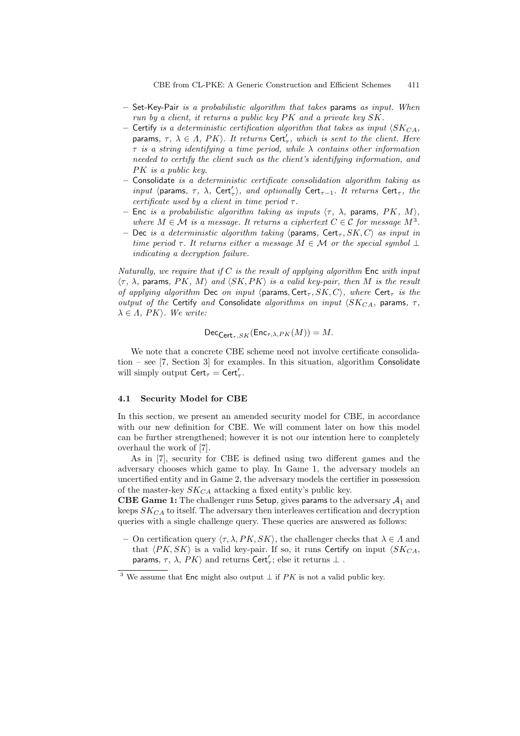- Set-Key-Pair *is a probabilistic algorithm that takes* params *as input. When run by a client, it returns a public key $PK$ and a private key $SK$.*
- Certify *is a deterministic certification algorithm that takes as input* $\langle SK_{CA}$, params, $\tau$, $\lambda \in \Lambda$, $PK\rangle$. *It returns* $\mathsf{Cert}'_\tau$, *which is sent to the client. Here $\tau$ is a string identifying a time period, while $\lambda$ contains other information needed to certify the client such as the client's identifying information, and $PK$ is a public key.*
- Consolidate *is a deterministic certificate consolidation algorithm taking as input* $\langle$params, $\tau$, $\lambda$, $\mathsf{Cert}'_\tau\rangle$, *and optionally* $\mathsf{Cert}_{\tau-1}$. *It returns* $\mathsf{Cert}_\tau$, *the certificate used by a client in time period $\tau$.*
- Enc *is a probabilistic algorithm taking as inputs* $\langle \tau$, $\lambda$, params, $PK$, $M\rangle$, *where $M \in \mathcal{M}$ is a message. It returns a ciphertext $C \in \mathcal{C}$ for message $M$*[3].
- Dec *is a deterministic algorithm taking* $\langle$params, $\mathsf{Cert}_\tau, SK, C\rangle$ *as input in time period $\tau$. It returns either a message $M \in \mathcal{M}$ or the special symbol $\perp$ indicating a decryption failure.*

*Naturally, we require that if $C$ is the result of applying algorithm* Enc *with input* $\langle \tau$, $\lambda$, params, $PK$, $M\rangle$ *and* $\langle SK, PK\rangle$ *is a valid key-pair, then $M$ is the result of applying algorithm* Dec *on input* $\langle$params, $\mathsf{Cert}_\tau, SK, C\rangle$, *where* $\mathsf{Cert}_\tau$ *is the output of the* Certify *and* Consolidate *algorithms on input* $\langle SK_{CA}$, params, $\tau$, $\lambda \in \Lambda$, $PK\rangle$. *We write:*

$$\mathsf{Dec}_{\mathsf{Cert}_\tau, SK}(\mathsf{Enc}_{\tau,\lambda,PK}(M)) = M.$$

We note that a concrete CBE scheme need not involve certificate consolidation – see [7, Section 3] for examples. In this situation, algorithm Consolidate will simply output $\mathsf{Cert}_\tau = \mathsf{Cert}'_\tau$.

### 4.1 Security Model for CBE

In this section, we present an amended security model for CBE, in accordance with our new definition for CBE. We will comment later on how this model can be further strengthened; however it is not our intention here to completely overhaul the work of [7].

As in [7], security for CBE is defined using two different games and the adversary chooses which game to play. In Game 1, the adversary models an uncertified entity and in Game 2, the adversary models the certifier in possession of the master-key $SK_{CA}$ attacking a fixed entity's public key.

**CBE Game 1:** The challenger runs Setup, gives params to the adversary $\mathcal{A}_1$ and keeps $SK_{CA}$ to itself. The adversary then interleaves certification and decryption queries with a single challenge query. These queries are answered as follows:

- On certification query $\langle \tau, \lambda, PK, SK\rangle$, the challenger checks that $\lambda \in \Lambda$ and that $\langle PK, SK\rangle$ is a valid key-pair. If so, it runs Certify on input $\langle SK_{CA}$, params, $\tau$, $\lambda$, $PK\rangle$ and returns $\mathsf{Cert}'_\tau$; else it returns $\perp$ .

[3] We assume that Enc might also output $\perp$ if $PK$ is not a valid public key.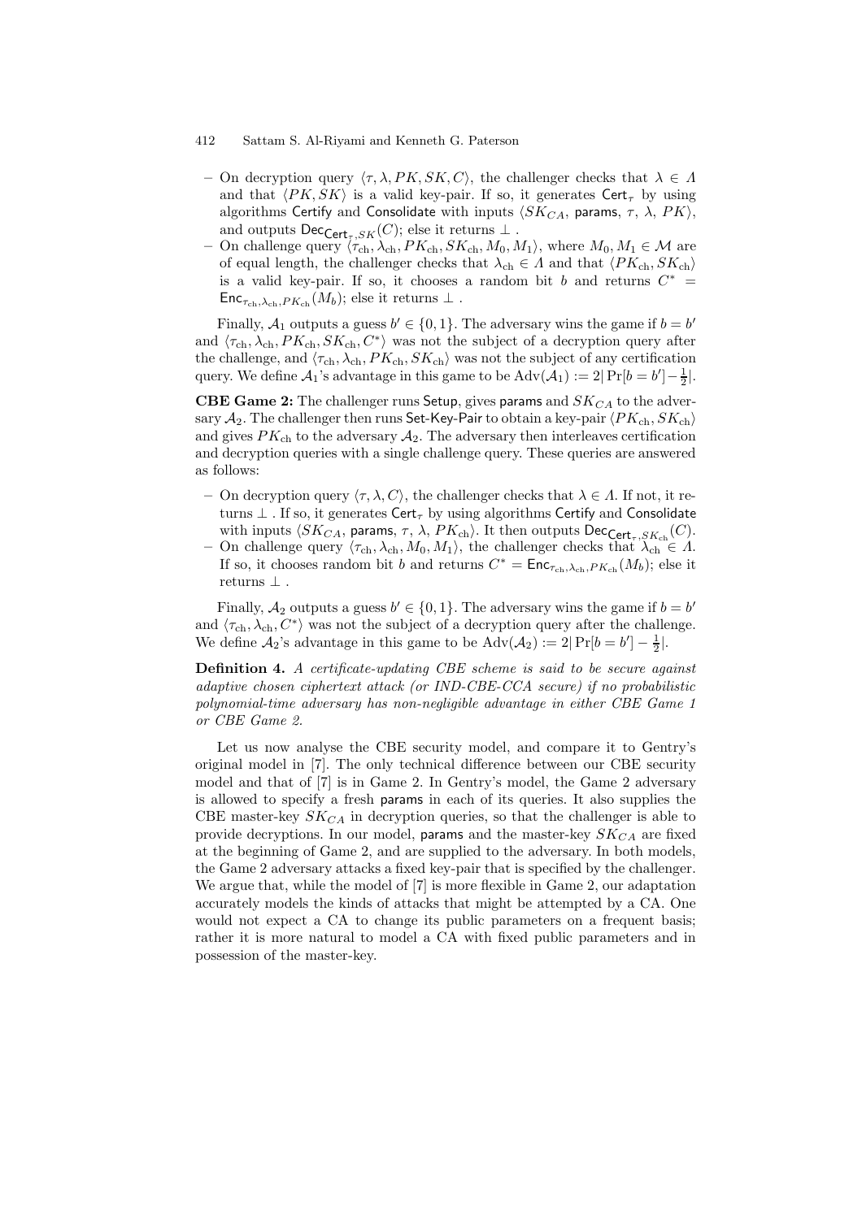- On decryption query $\langle \tau, \lambda, PK, SK, C \rangle$, the challenger checks that $\lambda \in \Lambda$ and that $\langle PK, SK \rangle$ is a valid key-pair. If so, it generates $\mathsf{Cert}_\tau$ by using algorithms Certify and Consolidate with inputs $\langle SK_{CA}, \mathsf{params}, \tau, \lambda, PK \rangle$, and outputs $\mathsf{Dec}_{\mathsf{Cert}_\tau, SK}(C)$; else it returns $\perp$ .
- On challenge query $\langle \tau_{\text{ch}}, \lambda_{\text{ch}}, PK_{\text{ch}}, SK_{\text{ch}}, M_0, M_1 \rangle$, where $M_0, M_1 \in \mathcal{M}$ are of equal length, the challenger checks that $\lambda_{\text{ch}} \in \Lambda$ and that $\langle PK_{\text{ch}}, SK_{\text{ch}} \rangle$ is a valid key-pair. If so, it chooses a random bit $b$ and returns $C^* = \mathsf{Enc}_{\tau_{\text{ch}}, \lambda_{\text{ch}}, PK_{\text{ch}}}(M_b)$; else it returns $\perp$ .

Finally, $\mathcal{A}_1$ outputs a guess $b' \in \{0, 1\}$. The adversary wins the game if $b = b'$ and $\langle \tau_{\text{ch}}, \lambda_{\text{ch}}, PK_{\text{ch}}, SK_{\text{ch}}, C^* \rangle$ was not the subject of a decryption query after the challenge, and $\langle \tau_{\text{ch}}, \lambda_{\text{ch}}, PK_{\text{ch}}, SK_{\text{ch}} \rangle$ was not the subject of any certification query. We define $\mathcal{A}_1$'s advantage in this game to be $\text{Adv}(\mathcal{A}_1) := 2|\Pr[b = b'] - \frac{1}{2}|$.

**CBE Game 2:** The challenger runs Setup, gives params and $SK_{CA}$ to the adversary $\mathcal{A}_2$. The challenger then runs Set-Key-Pair to obtain a key-pair $\langle PK_{\text{ch}}, SK_{\text{ch}} \rangle$ and gives $PK_{\text{ch}}$ to the adversary $\mathcal{A}_2$. The adversary then interleaves certification and decryption queries with a single challenge query. These queries are answered as follows:

- On decryption query $\langle \tau, \lambda, C \rangle$, the challenger checks that $\lambda \in \Lambda$. If not, it returns $\perp$ . If so, it generates $\mathsf{Cert}_\tau$ by using algorithms Certify and Consolidate with inputs $\langle SK_{CA}, \mathsf{params}, \tau, \lambda, PK_{\text{ch}} \rangle$. It then outputs $\mathsf{Dec}_{\mathsf{Cert}_\tau, SK_{\text{ch}}}(C)$.
- On challenge query $\langle \tau_{\text{ch}}, \lambda_{\text{ch}}, M_0, M_1 \rangle$, the challenger checks that $\lambda_{\text{ch}} \in \Lambda$. If so, it chooses random bit $b$ and returns $C^* = \mathsf{Enc}_{\tau_{\text{ch}}, \lambda_{\text{ch}}, PK_{\text{ch}}}(M_b)$; else it returns $\perp$ .

Finally, $\mathcal{A}_2$ outputs a guess $b' \in \{0, 1\}$. The adversary wins the game if $b = b'$ and $\langle \tau_{\text{ch}}, \lambda_{\text{ch}}, C^* \rangle$ was not the subject of a decryption query after the challenge. We define $\mathcal{A}_2$'s advantage in this game to be $\text{Adv}(\mathcal{A}_2) := 2|\Pr[b = b'] - \frac{1}{2}|$.

**Definition 4.** *A certificate-updating CBE scheme is said to be secure against adaptive chosen ciphertext attack (or IND-CBE-CCA secure) if no probabilistic polynomial-time adversary has non-negligible advantage in either CBE Game 1 or CBE Game 2.*

Let us now analyse the CBE security model, and compare it to Gentry's original model in [7]. The only technical difference between our CBE security model and that of [7] is in Game 2. In Gentry's model, the Game 2 adversary is allowed to specify a fresh params in each of its queries. It also supplies the CBE master-key $SK_{CA}$ in decryption queries, so that the challenger is able to provide decryptions. In our model, params and the master-key $SK_{CA}$ are fixed at the beginning of Game 2, and are supplied to the adversary. In both models, the Game 2 adversary attacks a fixed key-pair that is specified by the challenger. We argue that, while the model of [7] is more flexible in Game 2, our adaptation accurately models the kinds of attacks that might be attempted by a CA. One would not expect a CA to change its public parameters on a frequent basis; rather it is more natural to model a CA with fixed public parameters and in possession of the master-key.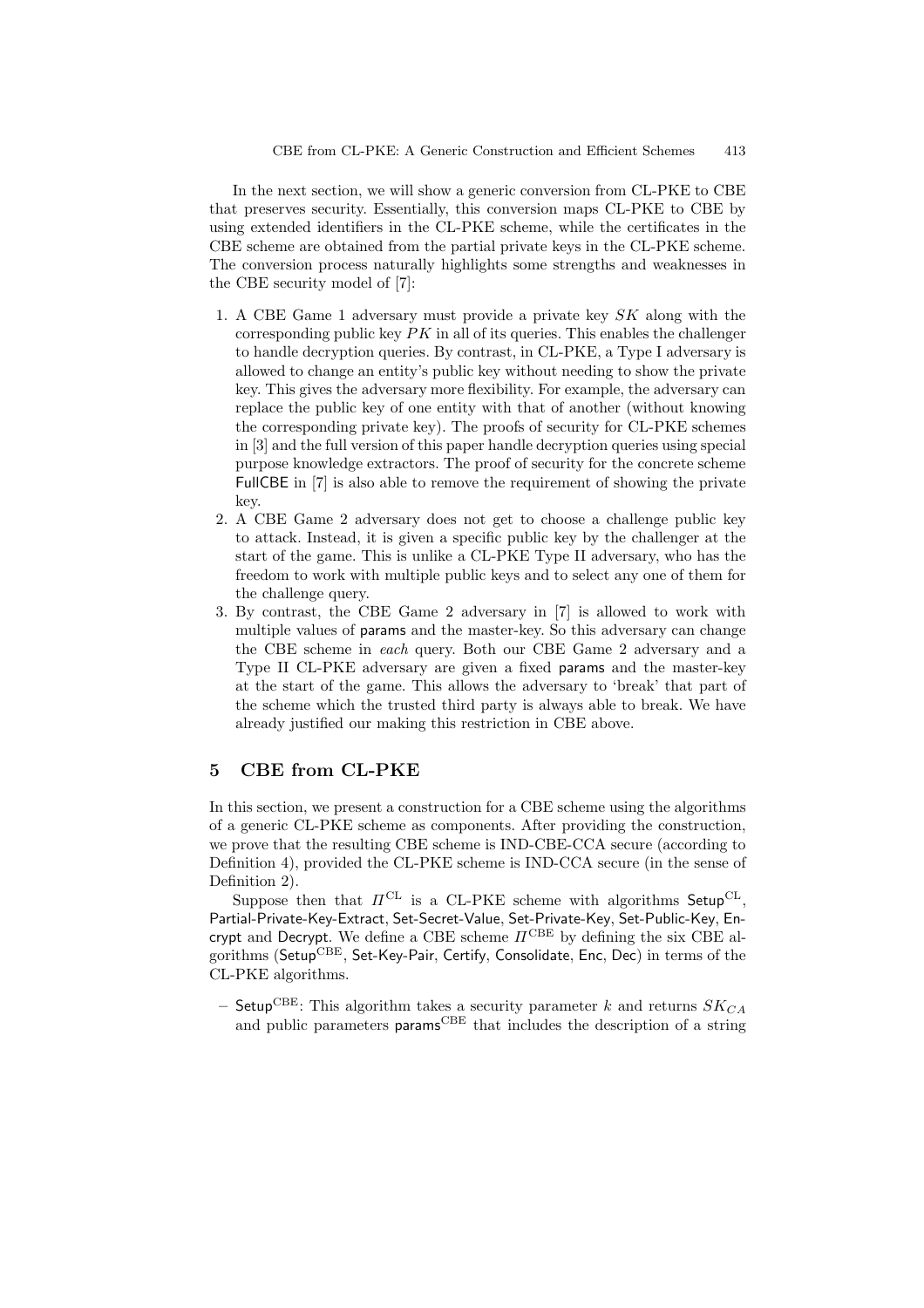In the next section, we will show a generic conversion from CL-PKE to CBE that preserves security. Essentially, this conversion maps CL-PKE to CBE by using extended identifiers in the CL-PKE scheme, while the certificates in the CBE scheme are obtained from the partial private keys in the CL-PKE scheme. The conversion process naturally highlights some strengths and weaknesses in the CBE security model of [7]:

1. A CBE Game 1 adversary must provide a private key $SK$ along with the corresponding public key $PK$ in all of its queries. This enables the challenger to handle decryption queries. By contrast, in CL-PKE, a Type I adversary is allowed to change an entity's public key without needing to show the private key. This gives the adversary more flexibility. For example, the adversary can replace the public key of one entity with that of another (without knowing the corresponding private key). The proofs of security for CL-PKE schemes in [3] and the full version of this paper handle decryption queries using special purpose knowledge extractors. The proof of security for the concrete scheme FullCBE in [7] is also able to remove the requirement of showing the private key.
2. A CBE Game 2 adversary does not get to choose a challenge public key to attack. Instead, it is given a specific public key by the challenger at the start of the game. This is unlike a CL-PKE Type II adversary, who has the freedom to work with multiple public keys and to select any one of them for the challenge query.
3. By contrast, the CBE Game 2 adversary in [7] is allowed to work with multiple values of params and the master-key. So this adversary can change the CBE scheme in *each* query. Both our CBE Game 2 adversary and a Type II CL-PKE adversary are given a fixed params and the master-key at the start of the game. This allows the adversary to 'break' that part of the scheme which the trusted third party is always able to break. We have already justified our making this restriction in CBE above.

## 5 CBE from CL-PKE

In this section, we present a construction for a CBE scheme using the algorithms of a generic CL-PKE scheme as components. After providing the construction, we prove that the resulting CBE scheme is IND-CBE-CCA secure (according to Definition 4), provided the CL-PKE scheme is IND-CCA secure (in the sense of Definition 2).

Suppose then that $\Pi^{\text{CL}}$ is a CL-PKE scheme with algorithms $\mathsf{Setup}^{\text{CL}}$, Partial-Private-Key-Extract, Set-Secret-Value, Set-Private-Key, Set-Public-Key, Encrypt and Decrypt. We define a CBE scheme $\Pi^{\text{CBE}}$ by defining the six CBE algorithms ($\mathsf{Setup}^{\text{CBE}}$, Set-Key-Pair, Certify, Consolidate, Enc, Dec) in terms of the CL-PKE algorithms.

- $\mathsf{Setup}^{\text{CBE}}$: This algorithm takes a security parameter $k$ and returns $SK_{CA}$ and public parameters $\mathsf{params}^{\text{CBE}}$ that includes the description of a string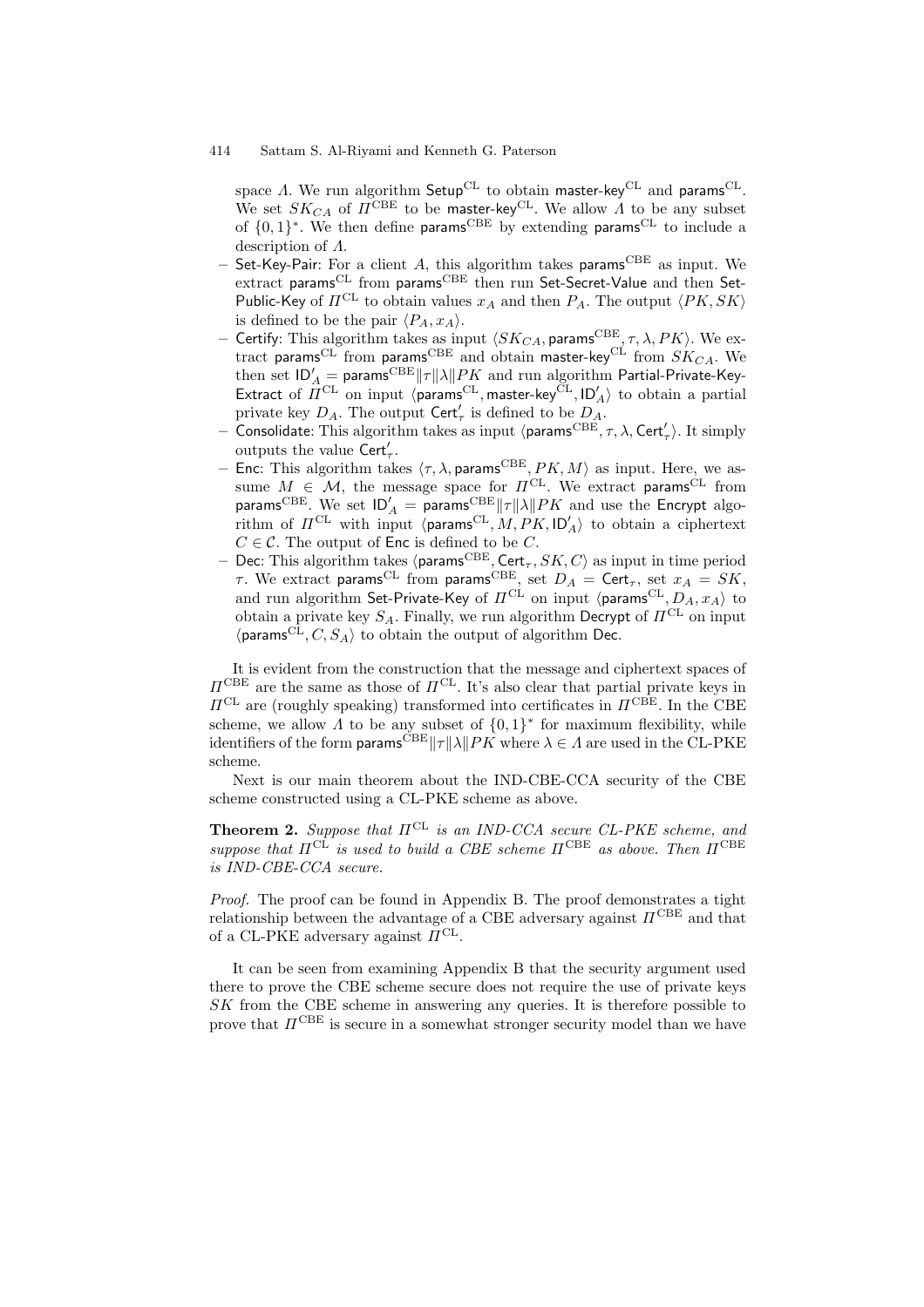space $\Lambda$. We run algorithm $\mathsf{Setup}^{\mathrm{CL}}$ to obtain $\mathsf{master\text{-}key}^{\mathrm{CL}}$ and $\mathsf{params}^{\mathrm{CL}}$. We set $SK_{CA}$ of $\Pi^{\mathrm{CBE}}$ to be $\mathsf{master\text{-}key}^{\mathrm{CL}}$. We allow $\Lambda$ to be any subset of $\{0,1\}^*$. We then define $\mathsf{params}^{\mathrm{CBE}}$ by extending $\mathsf{params}^{\mathrm{CL}}$ to include a description of $\Lambda$.

- Set-Key-Pair: For a client $A$, this algorithm takes $\mathsf{params}^{\mathrm{CBE}}$ as input. We extract $\mathsf{params}^{\mathrm{CL}}$ from $\mathsf{params}^{\mathrm{CBE}}$ then run Set-Secret-Value and then Set-Public-Key of $\Pi^{\mathrm{CL}}$ to obtain values $x_A$ and then $P_A$. The output $\langle PK, SK\rangle$ is defined to be the pair $\langle P_A, x_A\rangle$.
- Certify: This algorithm takes as input $\langle SK_{CA}, \mathsf{params}^{\mathrm{CBE}}, \tau, \lambda, PK\rangle$. We extract $\mathsf{params}^{\mathrm{CL}}$ from $\mathsf{params}^{\mathrm{CBE}}$ and obtain $\mathsf{master\text{-}key}^{\mathrm{CL}}$ from $SK_{CA}$. We then set $\mathsf{ID}'_A = \mathsf{params}^{\mathrm{CBE}}\|\tau\|\lambda\|PK$ and run algorithm Partial-Private-Key-Extract of $\Pi^{\mathrm{CL}}$ on input $\langle \mathsf{params}^{\mathrm{CL}}, \mathsf{master\text{-}key}^{\mathrm{CL}}, \mathsf{ID}'_A\rangle$ to obtain a partial private key $D_A$. The output $\mathsf{Cert}'_\tau$ is defined to be $D_A$.
- Consolidate: This algorithm takes as input $\langle \mathsf{params}^{\mathrm{CBE}}, \tau, \lambda, \mathsf{Cert}'_\tau\rangle$. It simply outputs the value $\mathsf{Cert}'_\tau$.
- Enc: This algorithm takes $\langle \tau, \lambda, \mathsf{params}^{\mathrm{CBE}}, PK, M\rangle$ as input. Here, we assume $M \in \mathcal{M}$, the message space for $\Pi^{\mathrm{CL}}$. We extract $\mathsf{params}^{\mathrm{CL}}$ from $\mathsf{params}^{\mathrm{CBE}}$. We set $\mathsf{ID}'_A = \mathsf{params}^{\mathrm{CBE}}\|\tau\|\lambda\|PK$ and use the Encrypt algorithm of $\Pi^{\mathrm{CL}}$ with input $\langle \mathsf{params}^{\mathrm{CL}}, M, PK, \mathsf{ID}'_A\rangle$ to obtain a ciphertext $C \in \mathcal{C}$. The output of Enc is defined to be $C$.
- Dec: This algorithm takes $\langle \mathsf{params}^{\mathrm{CBE}}, \mathsf{Cert}_\tau, SK, C\rangle$ as input in time period $\tau$. We extract $\mathsf{params}^{\mathrm{CL}}$ from $\mathsf{params}^{\mathrm{CBE}}$, set $D_A = \mathsf{Cert}_\tau$, set $x_A = SK$, and run algorithm Set-Private-Key of $\Pi^{\mathrm{CL}}$ on input $\langle \mathsf{params}^{\mathrm{CL}}, D_A, x_A\rangle$ to obtain a private key $S_A$. Finally, we run algorithm Decrypt of $\Pi^{\mathrm{CL}}$ on input $\langle \mathsf{params}^{\mathrm{CL}}, C, S_A\rangle$ to obtain the output of algorithm Dec.

It is evident from the construction that the message and ciphertext spaces of $\Pi^{\mathrm{CBE}}$ are the same as those of $\Pi^{\mathrm{CL}}$. It's also clear that partial private keys in $\Pi^{\mathrm{CL}}$ are (roughly speaking) transformed into certificates in $\Pi^{\mathrm{CBE}}$. In the CBE scheme, we allow $\Lambda$ to be any subset of $\{0,1\}^*$ for maximum flexibility, while identifiers of the form $\mathsf{params}^{\mathrm{CBE}}\|\tau\|\lambda\|PK$ where $\lambda \in \Lambda$ are used in the CL-PKE scheme.

Next is our main theorem about the IND-CBE-CCA security of the CBE scheme constructed using a CL-PKE scheme as above.

**Theorem 2.** *Suppose that $\Pi^{\mathrm{CL}}$ is an IND-CCA secure CL-PKE scheme, and suppose that $\Pi^{\mathrm{CL}}$ is used to build a CBE scheme $\Pi^{\mathrm{CBE}}$ as above. Then $\Pi^{\mathrm{CBE}}$ is IND-CBE-CCA secure.*

*Proof.* The proof can be found in Appendix B. The proof demonstrates a tight relationship between the advantage of a CBE adversary against $\Pi^{\mathrm{CBE}}$ and that of a CL-PKE adversary against $\Pi^{\mathrm{CL}}$.

It can be seen from examining Appendix B that the security argument used there to prove the CBE scheme secure does not require the use of private keys $SK$ from the CBE scheme in answering any queries. It is therefore possible to prove that $\Pi^{\mathrm{CBE}}$ is secure in a somewhat stronger security model than we have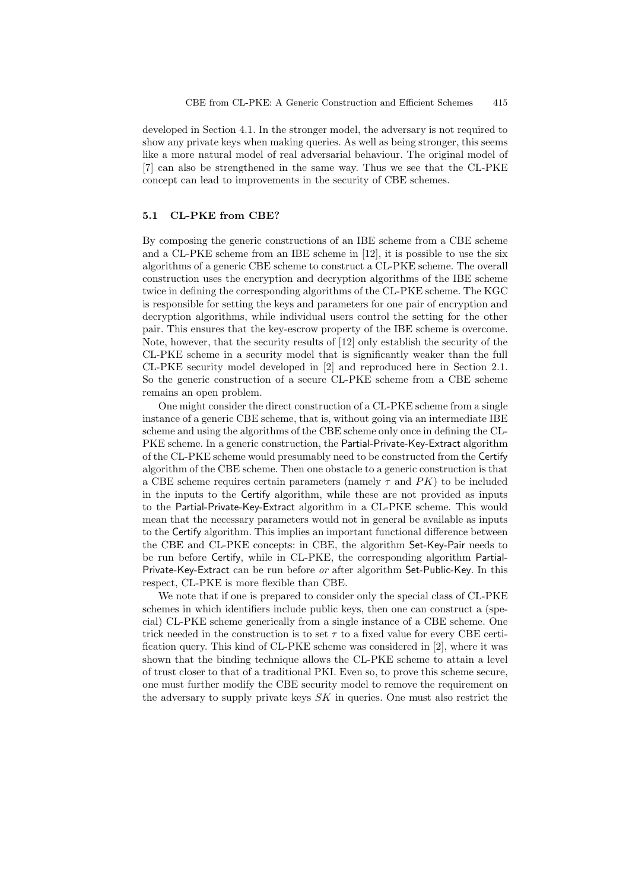developed in Section 4.1. In the stronger model, the adversary is not required to show any private keys when making queries. As well as being stronger, this seems like a more natural model of real adversarial behaviour. The original model of [7] can also be strengthened in the same way. Thus we see that the CL-PKE concept can lead to improvements in the security of CBE schemes.

### 5.1 CL-PKE from CBE?

By composing the generic constructions of an IBE scheme from a CBE scheme and a CL-PKE scheme from an IBE scheme in [12], it is possible to use the six algorithms of a generic CBE scheme to construct a CL-PKE scheme. The overall construction uses the encryption and decryption algorithms of the IBE scheme twice in defining the corresponding algorithms of the CL-PKE scheme. The KGC is responsible for setting the keys and parameters for one pair of encryption and decryption algorithms, while individual users control the setting for the other pair. This ensures that the key-escrow property of the IBE scheme is overcome. Note, however, that the security results of [12] only establish the security of the CL-PKE scheme in a security model that is significantly weaker than the full CL-PKE security model developed in [2] and reproduced here in Section 2.1. So the generic construction of a secure CL-PKE scheme from a CBE scheme remains an open problem.

One might consider the direct construction of a CL-PKE scheme from a single instance of a generic CBE scheme, that is, without going via an intermediate IBE scheme and using the algorithms of the CBE scheme only once in defining the CL-PKE scheme. In a generic construction, the Partial-Private-Key-Extract algorithm of the CL-PKE scheme would presumably need to be constructed from the Certify algorithm of the CBE scheme. Then one obstacle to a generic construction is that a CBE scheme requires certain parameters (namely $\tau$ and $PK$) to be included in the inputs to the Certify algorithm, while these are not provided as inputs to the Partial-Private-Key-Extract algorithm in a CL-PKE scheme. This would mean that the necessary parameters would not in general be available as inputs to the Certify algorithm. This implies an important functional difference between the CBE and CL-PKE concepts: in CBE, the algorithm Set-Key-Pair needs to be run before Certify, while in CL-PKE, the corresponding algorithm Partial-Private-Key-Extract can be run before *or* after algorithm Set-Public-Key. In this respect, CL-PKE is more flexible than CBE.

We note that if one is prepared to consider only the special class of CL-PKE schemes in which identifiers include public keys, then one can construct a (special) CL-PKE scheme generically from a single instance of a CBE scheme. One trick needed in the construction is to set $\tau$ to a fixed value for every CBE certification query. This kind of CL-PKE scheme was considered in [2], where it was shown that the binding technique allows the CL-PKE scheme to attain a level of trust closer to that of a traditional PKI. Even so, to prove this scheme secure, one must further modify the CBE security model to remove the requirement on the adversary to supply private keys $SK$ in queries. One must also restrict the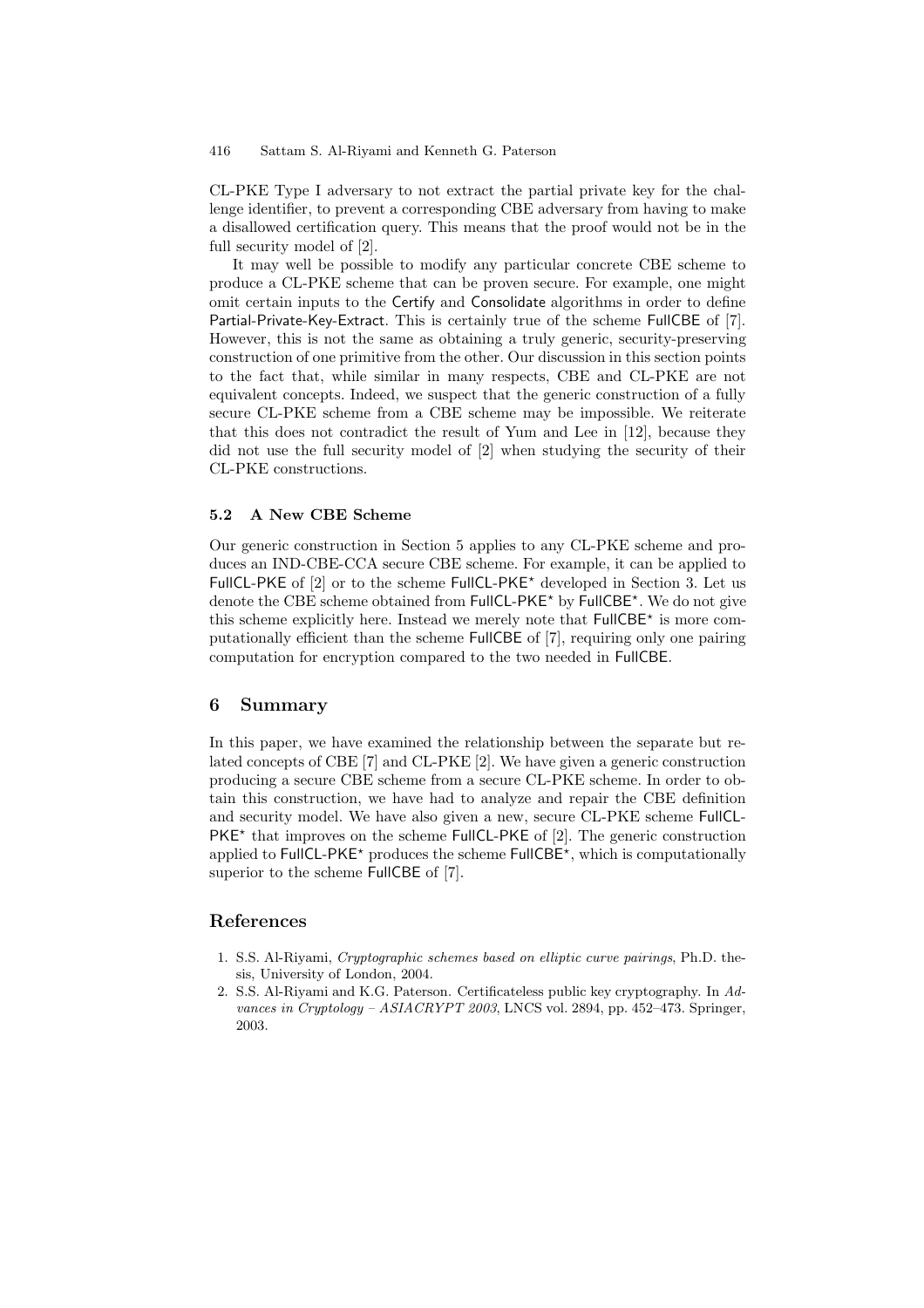CL-PKE Type I adversary to not extract the partial private key for the challenge identifier, to prevent a corresponding CBE adversary from having to make a disallowed certification query. This means that the proof would not be in the full security model of [2].

It may well be possible to modify any particular concrete CBE scheme to produce a CL-PKE scheme that can be proven secure. For example, one might omit certain inputs to the Certify and Consolidate algorithms in order to define Partial-Private-Key-Extract. This is certainly true of the scheme FullCBE of [7]. However, this is not the same as obtaining a truly generic, security-preserving construction of one primitive from the other. Our discussion in this section points to the fact that, while similar in many respects, CBE and CL-PKE are not equivalent concepts. Indeed, we suspect that the generic construction of a fully secure CL-PKE scheme from a CBE scheme may be impossible. We reiterate that this does not contradict the result of Yum and Lee in [12], because they did not use the full security model of [2] when studying the security of their CL-PKE constructions.

### 5.2 A New CBE Scheme

Our generic construction in Section 5 applies to any CL-PKE scheme and produces an IND-CBE-CCA secure CBE scheme. For example, it can be applied to FullCL-PKE of [2] or to the scheme FullCL-PKE$^{\star}$ developed in Section 3. Let us denote the CBE scheme obtained from FullCL-PKE$^{\star}$ by FullCBE$^{\star}$. We do not give this scheme explicitly here. Instead we merely note that FullCBE$^{\star}$ is more computationally efficient than the scheme FullCBE of [7], requiring only one pairing computation for encryption compared to the two needed in FullCBE.

## 6 Summary

In this paper, we have examined the relationship between the separate but related concepts of CBE [7] and CL-PKE [2]. We have given a generic construction producing a secure CBE scheme from a secure CL-PKE scheme. In order to obtain this construction, we have had to analyze and repair the CBE definition and security model. We have also given a new, secure CL-PKE scheme FullCL-PKE$^{\star}$ that improves on the scheme FullCL-PKE of [2]. The generic construction applied to FullCL-PKE$^{\star}$ produces the scheme FullCBE$^{\star}$, which is computationally superior to the scheme FullCBE of [7].

## References

1. S.S. Al-Riyami, *Cryptographic schemes based on elliptic curve pairings*, Ph.D. thesis, University of London, 2004.
2. S.S. Al-Riyami and K.G. Paterson. Certificateless public key cryptography. In *Advances in Cryptology – ASIACRYPT 2003*, LNCS vol. 2894, pp. 452–473. Springer, 2003.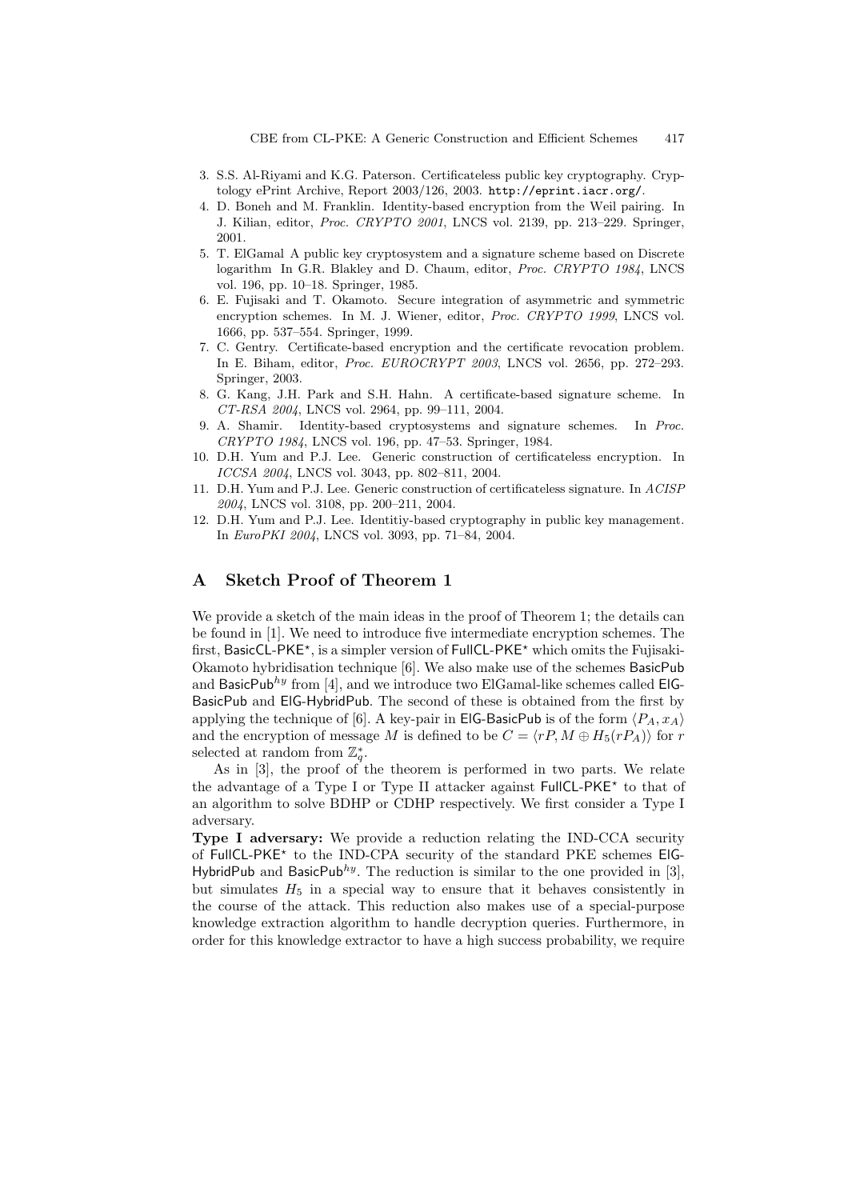3. S.S. Al-Riyami and K.G. Paterson. Certificateless public key cryptography. Cryptology ePrint Archive, Report 2003/126, 2003. http://eprint.iacr.org/.
4. D. Boneh and M. Franklin. Identity-based encryption from the Weil pairing. In J. Kilian, editor, *Proc. CRYPTO 2001*, LNCS vol. 2139, pp. 213–229. Springer, 2001.
5. T. ElGamal A public key cryptosystem and a signature scheme based on Discrete logarithm In G.R. Blakley and D. Chaum, editor, *Proc. CRYPTO 1984*, LNCS vol. 196, pp. 10–18. Springer, 1985.
6. E. Fujisaki and T. Okamoto. Secure integration of asymmetric and symmetric encryption schemes. In M. J. Wiener, editor, *Proc. CRYPTO 1999*, LNCS vol. 1666, pp. 537–554. Springer, 1999.
7. C. Gentry. Certificate-based encryption and the certificate revocation problem. In E. Biham, editor, *Proc. EUROCRYPT 2003*, LNCS vol. 2656, pp. 272–293. Springer, 2003.
8. G. Kang, J.H. Park and S.H. Hahn. A certificate-based signature scheme. In *CT-RSA 2004*, LNCS vol. 2964, pp. 99–111, 2004.
9. A. Shamir. Identity-based cryptosystems and signature schemes. In *Proc. CRYPTO 1984*, LNCS vol. 196, pp. 47–53. Springer, 1984.
10. D.H. Yum and P.J. Lee. Generic construction of certificateless encryption. In *ICCSA 2004*, LNCS vol. 3043, pp. 802–811, 2004.
11. D.H. Yum and P.J. Lee. Generic construction of certificateless signature. In *ACISP 2004*, LNCS vol. 3108, pp. 200–211, 2004.
12. D.H. Yum and P.J. Lee. Identitiy-based cryptography in public key management. In *EuroPKI 2004*, LNCS vol. 3093, pp. 71–84, 2004.

## A Sketch Proof of Theorem 1

We provide a sketch of the main ideas in the proof of Theorem 1; the details can be found in [1]. We need to introduce five intermediate encryption schemes. The first, BasicCL-PKE$^\star$, is a simpler version of FullCL-PKE$^\star$ which omits the Fujisaki-Okamoto hybridisation technique [6]. We also make use of the schemes BasicPub and BasicPub$^{hy}$ from [4], and we introduce two ElGamal-like schemes called ElG-BasicPub and ElG-HybridPub. The second of these is obtained from the first by applying the technique of [6]. A key-pair in ElG-BasicPub is of the form $\langle P_A, x_A \rangle$ and the encryption of message $M$ is defined to be $C = \langle rP, M \oplus H_5(rP_A) \rangle$ for $r$ selected at random from $\mathbb{Z}_q^*$.

As in [3], the proof of the theorem is performed in two parts. We relate the advantage of a Type I or Type II attacker against FullCL-PKE$^\star$ to that of an algorithm to solve BDHP or CDHP respectively. We first consider a Type I adversary.

**Type I adversary:** We provide a reduction relating the IND-CCA security of FullCL-PKE$^\star$ to the IND-CPA security of the standard PKE schemes ElG-HybridPub and BasicPub$^{hy}$. The reduction is similar to the one provided in [3], but simulates $H_5$ in a special way to ensure that it behaves consistently in the course of the attack. This reduction also makes use of a special-purpose knowledge extraction algorithm to handle decryption queries. Furthermore, in order for this knowledge extractor to have a high success probability, we require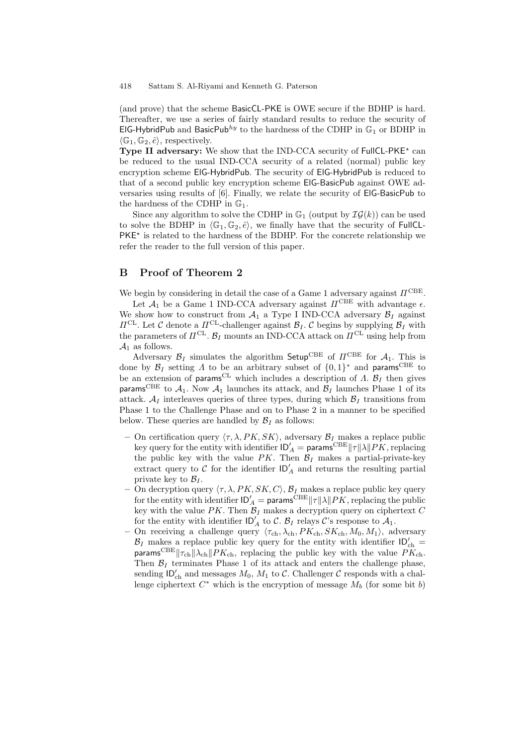(and prove) that the scheme BasicCL-PKE is OWE secure if the BDHP is hard. Thereafter, we use a series of fairly standard results to reduce the security of ElG-HybridPub and BasicPub$^{hy}$ to the hardness of the CDHP in $\mathbb{G}_1$ or BDHP in $\langle \mathbb{G}_1, \mathbb{G}_2, \hat{e} \rangle$, respectively.

**Type II adversary:** We show that the IND-CCA security of FullCL-PKE$^\star$ can be reduced to the usual IND-CCA security of a related (normal) public key encryption scheme ElG-HybridPub. The security of ElG-HybridPub is reduced to that of a second public key encryption scheme ElG-BasicPub against OWE adversaries using results of [6]. Finally, we relate the security of ElG-BasicPub to the hardness of the CDHP in $\mathbb{G}_1$.

Since any algorithm to solve the CDHP in $\mathbb{G}_1$ (output by $\mathcal{IG}(k)$) can be used to solve the BDHP in $\langle \mathbb{G}_1, \mathbb{G}_2, \hat{e} \rangle$, we finally have that the security of FullCL-PKE$^\star$ is related to the hardness of the BDHP. For the concrete relationship we refer the reader to the full version of this paper.

## B Proof of Theorem 2

We begin by considering in detail the case of a Game 1 adversary against $\Pi^{\text{CBE}}$.

Let $\mathcal{A}_1$ be a Game 1 IND-CCA adversary against $\Pi^{\text{CBE}}$ with advantage $\epsilon$. We show how to construct from $\mathcal{A}_1$ a Type I IND-CCA adversary $\mathcal{B}_I$ against $\Pi^{\text{CL}}$. Let $\mathcal{C}$ denote a $\Pi^{\text{CL}}$-challenger against $\mathcal{B}_I$. $\mathcal{C}$ begins by supplying $\mathcal{B}_I$ with the parameters of $\Pi^{\text{CL}}$. $\mathcal{B}_I$ mounts an IND-CCA attack on $\Pi^{\text{CL}}$ using help from $\mathcal{A}_1$ as follows.

Adversary $\mathcal{B}_I$ simulates the algorithm $\mathsf{Setup}^{\text{CBE}}$ of $\Pi^{\text{CBE}}$ for $\mathcal{A}_1$. This is done by $\mathcal{B}_I$ setting $\Lambda$ to be an arbitrary subset of $\{0,1\}^*$ and $\mathsf{params}^{\text{CBE}}$ to be an extension of $\mathsf{params}^{\text{CL}}$ which includes a description of $\Lambda$. $\mathcal{B}_I$ then gives $\mathsf{params}^{\text{CBE}}$ to $\mathcal{A}_1$. Now $\mathcal{A}_1$ launches its attack, and $\mathcal{B}_I$ launches Phase 1 of its attack. $\mathcal{A}_I$ interleaves queries of three types, during which $\mathcal{B}_I$ transitions from Phase 1 to the Challenge Phase and on to Phase 2 in a manner to be specified below. These queries are handled by $\mathcal{B}_I$ as follows:

- On certification query $\langle \tau, \lambda, PK, SK \rangle$, adversary $\mathcal{B}_I$ makes a replace public key query for the entity with identifier $\mathsf{ID}'_A = \mathsf{params}^{\text{CBE}} \| \tau \| \lambda \| PK$, replacing the public key with the value $PK$. Then $\mathcal{B}_I$ makes a partial-private-key extract query to $\mathcal{C}$ for the identifier $\mathsf{ID}'_A$ and returns the resulting partial private key to $\mathcal{B}_I$.
- On decryption query $\langle \tau, \lambda, PK, SK, C \rangle$, $\mathcal{B}_I$ makes a replace public key query for the entity with identifier $\mathsf{ID}'_A = \mathsf{params}^{\text{CBE}} \| \tau \| \lambda \| PK$, replacing the public key with the value $PK$. Then $\mathcal{B}_I$ makes a decryption query on ciphertext $C$ for the entity with identifier $\mathsf{ID}'_A$ to $\mathcal{C}$. $\mathcal{B}_I$ relays $\mathcal{C}$'s response to $\mathcal{A}_1$.
- On receiving a challenge query $\langle \tau_{\text{ch}}, \lambda_{\text{ch}}, PK_{\text{ch}}, SK_{\text{ch}}, M_0, M_1 \rangle$, adversary $\mathcal{B}_I$ makes a replace public key query for the entity with identifier $\mathsf{ID}'_{\text{ch}} = \mathsf{params}^{\text{CBE}} \| \tau_{\text{ch}} \| \lambda_{\text{ch}} \| PK_{\text{ch}}$, replacing the public key with the value $PK_{\text{ch}}$. Then $\mathcal{B}_I$ terminates Phase 1 of its attack and enters the challenge phase, sending $\mathsf{ID}'_{\text{ch}}$ and messages $M_0$, $M_1$ to $\mathcal{C}$. Challenger $\mathcal{C}$ responds with a challenge ciphertext $C^*$ which is the encryption of message $M_b$ (for some bit $b$)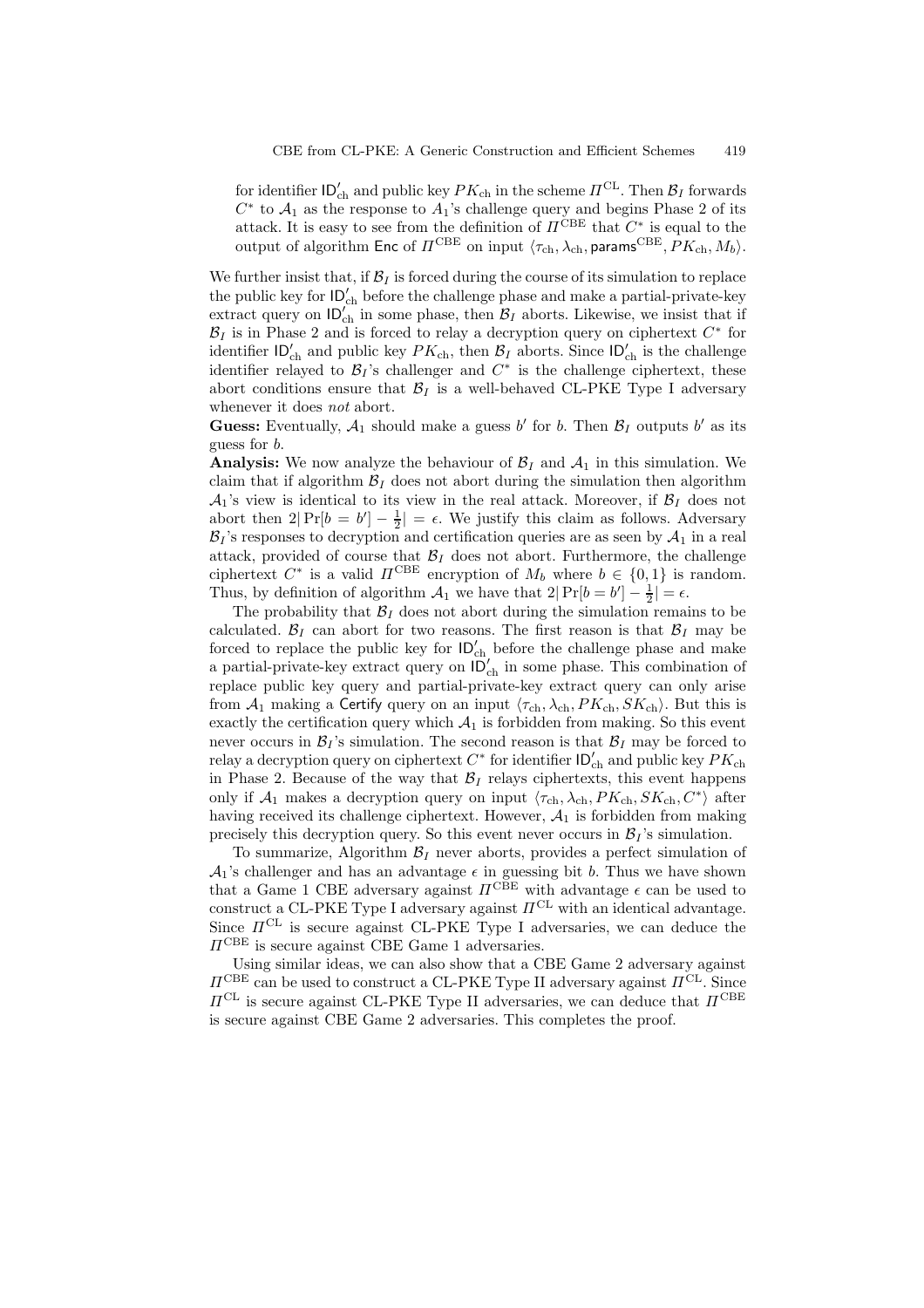for identifier $\mathsf{ID}'_{\mathrm{ch}}$ and public key $PK_{\mathrm{ch}}$ in the scheme $\Pi^{\mathrm{CL}}$. Then $\mathcal{B}_I$ forwards $C^*$ to $\mathcal{A}_1$ as the response to $A_1$'s challenge query and begins Phase 2 of its attack. It is easy to see from the definition of $\Pi^{\mathrm{CBE}}$ that $C^*$ is equal to the output of algorithm $\mathsf{Enc}$ of $\Pi^{\mathrm{CBE}}$ on input $\langle \tau_{\mathrm{ch}}, \lambda_{\mathrm{ch}}, \mathsf{params}^{\mathrm{CBE}}, PK_{\mathrm{ch}}, M_b \rangle$.

We further insist that, if $\mathcal{B}_I$ is forced during the course of its simulation to replace the public key for $\mathsf{ID}'_{\mathrm{ch}}$ before the challenge phase and make a partial-private-key extract query on $\mathsf{ID}'_{\mathrm{ch}}$ in some phase, then $\mathcal{B}_I$ aborts. Likewise, we insist that if $\mathcal{B}_I$ is in Phase 2 and is forced to relay a decryption query on ciphertext $C^*$ for identifier $\mathsf{ID}'_{\mathrm{ch}}$ and public key $PK_{\mathrm{ch}}$, then $\mathcal{B}_I$ aborts. Since $\mathsf{ID}'_{\mathrm{ch}}$ is the challenge identifier relayed to $\mathcal{B}_I$'s challenger and $C^*$ is the challenge ciphertext, these abort conditions ensure that $\mathcal{B}_I$ is a well-behaved CL-PKE Type I adversary whenever it does *not* abort.

**Guess:** Eventually, $\mathcal{A}_1$ should make a guess $b'$ for $b$. Then $\mathcal{B}_I$ outputs $b'$ as its guess for $b$.

**Analysis:** We now analyze the behaviour of $\mathcal{B}_I$ and $\mathcal{A}_1$ in this simulation. We claim that if algorithm $\mathcal{B}_I$ does not abort during the simulation then algorithm $\mathcal{A}_1$'s view is identical to its view in the real attack. Moreover, if $\mathcal{B}_I$ does not abort then $2|\Pr[b = b'] - \frac{1}{2}| = \epsilon$. We justify this claim as follows. Adversary $\mathcal{B}_I$'s responses to decryption and certification queries are as seen by $\mathcal{A}_1$ in a real attack, provided of course that $\mathcal{B}_I$ does not abort. Furthermore, the challenge ciphertext $C^*$ is a valid $\Pi^{\mathrm{CBE}}$ encryption of $M_b$ where $b \in \{0,1\}$ is random. Thus, by definition of algorithm $\mathcal{A}_1$ we have that $2|\Pr[b = b'] - \frac{1}{2}| = \epsilon$.

The probability that $\mathcal{B}_I$ does not abort during the simulation remains to be calculated. $\mathcal{B}_I$ can abort for two reasons. The first reason is that $\mathcal{B}_I$ may be forced to replace the public key for $\mathsf{ID}'_{\mathrm{ch}}$ before the challenge phase and make a partial-private-key extract query on $\mathsf{ID}'_{\mathrm{ch}}$ in some phase. This combination of replace public key query and partial-private-key extract query can only arise from $\mathcal{A}_1$ making a $\mathsf{Certify}$ query on an input $\langle \tau_{\mathrm{ch}}, \lambda_{\mathrm{ch}}, PK_{\mathrm{ch}}, SK_{\mathrm{ch}} \rangle$. But this is exactly the certification query which $\mathcal{A}_1$ is forbidden from making. So this event never occurs in $\mathcal{B}_I$'s simulation. The second reason is that $\mathcal{B}_I$ may be forced to relay a decryption query on ciphertext $C^*$ for identifier $\mathsf{ID}'_{\mathrm{ch}}$ and public key $PK_{\mathrm{ch}}$ in Phase 2. Because of the way that $\mathcal{B}_I$ relays ciphertexts, this event happens only if $\mathcal{A}_1$ makes a decryption query on input $\langle \tau_{\mathrm{ch}}, \lambda_{\mathrm{ch}}, PK_{\mathrm{ch}}, SK_{\mathrm{ch}}, C^* \rangle$ after having received its challenge ciphertext. However, $\mathcal{A}_1$ is forbidden from making precisely this decryption query. So this event never occurs in $\mathcal{B}_I$'s simulation.

To summarize, Algorithm $\mathcal{B}_I$ never aborts, provides a perfect simulation of $\mathcal{A}_1$'s challenger and has an advantage $\epsilon$ in guessing bit $b$. Thus we have shown that a Game 1 CBE adversary against $\Pi^{\mathrm{CBE}}$ with advantage $\epsilon$ can be used to construct a CL-PKE Type I adversary against $\Pi^{\mathrm{CL}}$ with an identical advantage. Since $\Pi^{\mathrm{CL}}$ is secure against CL-PKE Type I adversaries, we can deduce the $\Pi^{\mathrm{CBE}}$ is secure against CBE Game 1 adversaries.

Using similar ideas, we can also show that a CBE Game 2 adversary against $\Pi^{\mathrm{CBE}}$ can be used to construct a CL-PKE Type II adversary against $\Pi^{\mathrm{CL}}$. Since $\Pi^{\mathrm{CL}}$ is secure against CL-PKE Type II adversaries, we can deduce that $\Pi^{\mathrm{CBE}}$ is secure against CBE Game 2 adversaries. This completes the proof.